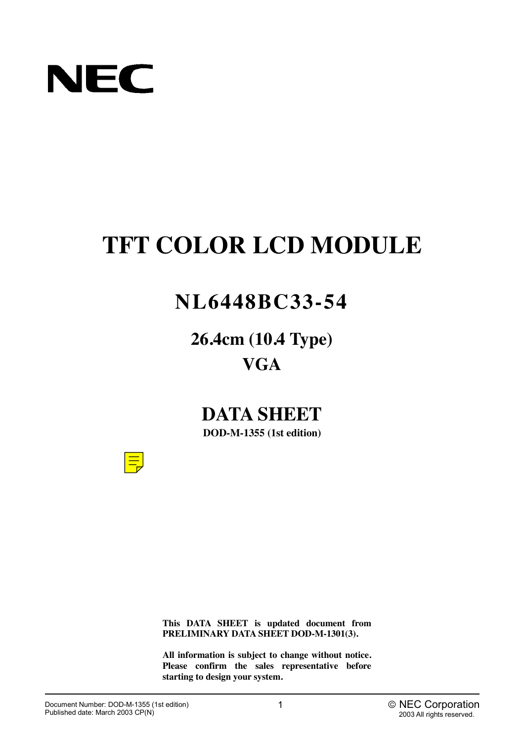NEC

# TFT COLOR LCD MODULE

## NL6448BC33-54

### 26.4cm (10.4 Type)

### VGA

## DATA SHEET

**DOD-M-1355 (1st edition)**

**This DATA SHEET is updated document from PRELIMINARY DATA SHEET DOD-M-1301(3).**

**All information is subject to change without notice. Please confirm the sales representative before starting to design your system.**

Document Number: DOD-M-1355 (1st edition)
Published date: March 2003 CP(N)

© NEC Corporation
2003 All rights reserved.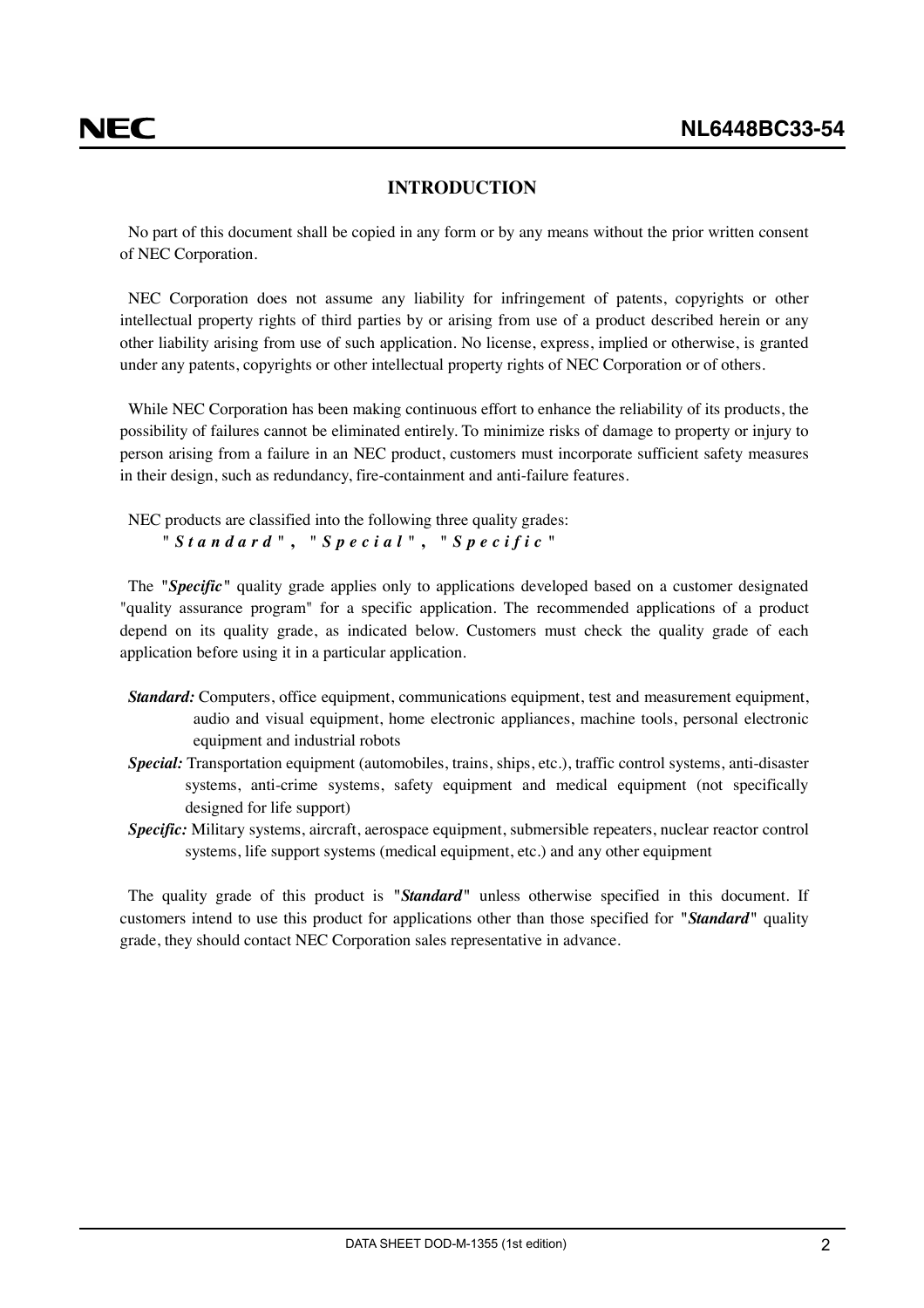# INTRODUCTION

No part of this document shall be copied in any form or by any means without the prior written consent of NEC Corporation.

NEC Corporation does not assume any liability for infringement of patents, copyrights or other intellectual property rights of third parties by or arising from use of a product described herein or any other liability arising from use of such application. No license, express, implied or otherwise, is granted under any patents, copyrights or other intellectual property rights of NEC Corporation or of others.

While NEC Corporation has been making continuous effort to enhance the reliability of its products, the possibility of failures cannot be eliminated entirely. To minimize risks of damage to property or injury to person arising from a failure in an NEC product, customers must incorporate sufficient safety measures in their design, such as redundancy, fire-containment and anti-failure features.

NEC products are classified into the following three quality grades:
"***Standard***", "***Special***", "***Specific***"

The "***Specific***" quality grade applies only to applications developed based on a customer designated "quality assurance program" for a specific application. The recommended applications of a product depend on its quality grade, as indicated below. Customers must check the quality grade of each application before using it in a particular application.

***Standard:*** Computers, office equipment, communications equipment, test and measurement equipment, audio and visual equipment, home electronic appliances, machine tools, personal electronic equipment and industrial robots

***Special:*** Transportation equipment (automobiles, trains, ships, etc.), traffic control systems, anti-disaster systems, anti-crime systems, safety equipment and medical equipment (not specifically designed for life support)

***Specific:*** Military systems, aircraft, aerospace equipment, submersible repeaters, nuclear reactor control systems, life support systems (medical equipment, etc.) and any other equipment

The quality grade of this product is "***Standard***" unless otherwise specified in this document. If customers intend to use this product for applications other than those specified for "***Standard***" quality grade, they should contact NEC Corporation sales representative in advance.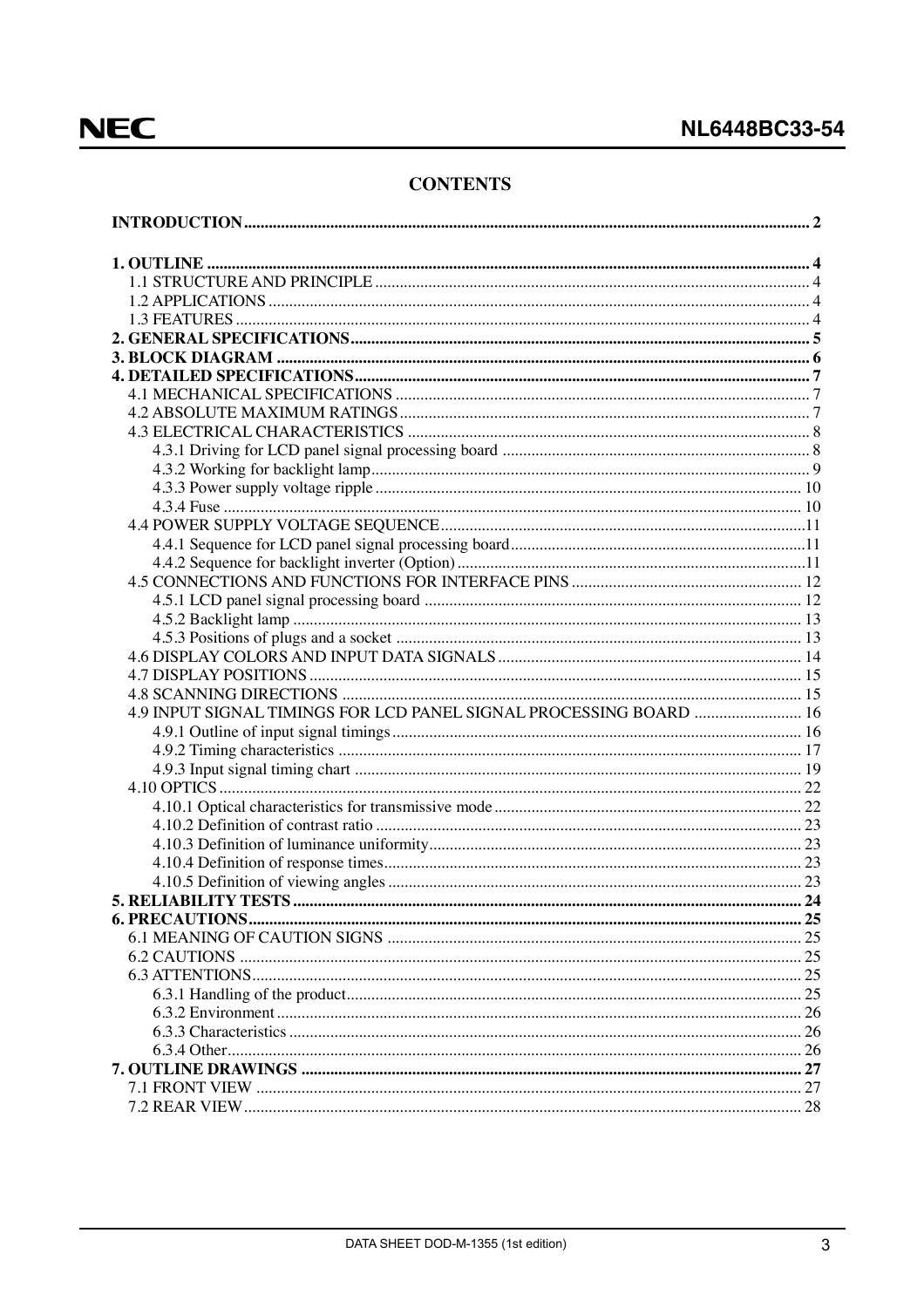# CONTENTS

**INTRODUCTION** .......... **2**

**1. OUTLINE** .......... **4**
- 1.1 STRUCTURE AND PRINCIPLE .......... 4
- 1.2 APPLICATIONS .......... 4
- 1.3 FEATURES .......... 4

**2. GENERAL SPECIFICATIONS** .......... **5**

**3. BLOCK DIAGRAM** .......... **6**

**4. DETAILED SPECIFICATIONS** .......... **7**
- 4.1 MECHANICAL SPECIFICATIONS .......... 7
- 4.2 ABSOLUTE MAXIMUM RATINGS .......... 7
- 4.3 ELECTRICAL CHARACTERISTICS .......... 8
  - 4.3.1 Driving for LCD panel signal processing board .......... 8
  - 4.3.2 Working for backlight lamp .......... 9
  - 4.3.3 Power supply voltage ripple .......... 10
  - 4.3.4 Fuse .......... 10
- 4.4 POWER SUPPLY VOLTAGE SEQUENCE .......... 11
  - 4.4.1 Sequence for LCD panel signal processing board .......... 11
  - 4.4.2 Sequence for backlight inverter (Option) .......... 11
- 4.5 CONNECTIONS AND FUNCTIONS FOR INTERFACE PINS .......... 12
  - 4.5.1 LCD panel signal processing board .......... 12
  - 4.5.2 Backlight lamp .......... 13
  - 4.5.3 Positions of plugs and a socket .......... 13
- 4.6 DISPLAY COLORS AND INPUT DATA SIGNALS .......... 14
- 4.7 DISPLAY POSITIONS .......... 15
- 4.8 SCANNING DIRECTIONS .......... 15
- 4.9 INPUT SIGNAL TIMINGS FOR LCD PANEL SIGNAL PROCESSING BOARD .......... 16
  - 4.9.1 Outline of input signal timings .......... 16
  - 4.9.2 Timing characteristics .......... 17
  - 4.9.3 Input signal timing chart .......... 19
- 4.10 OPTICS .......... 22
  - 4.10.1 Optical characteristics for transmissive mode .......... 22
  - 4.10.2 Definition of contrast ratio .......... 23
  - 4.10.3 Definition of luminance uniformity .......... 23
  - 4.10.4 Definition of response times .......... 23
  - 4.10.5 Definition of viewing angles .......... 23

**5. RELIABILITY TESTS** .......... **24**

**6. PRECAUTIONS** .......... **25**
- 6.1 MEANING OF CAUTION SIGNS .......... 25
- 6.2 CAUTIONS .......... 25
- 6.3 ATTENTIONS .......... 25
  - 6.3.1 Handling of the product .......... 25
  - 6.3.2 Environment .......... 26
  - 6.3.3 Characteristics .......... 26
  - 6.3.4 Other .......... 26

**7. OUTLINE DRAWINGS** .......... **27**
- 7.1 FRONT VIEW .......... 27
- 7.2 REAR VIEW .......... 28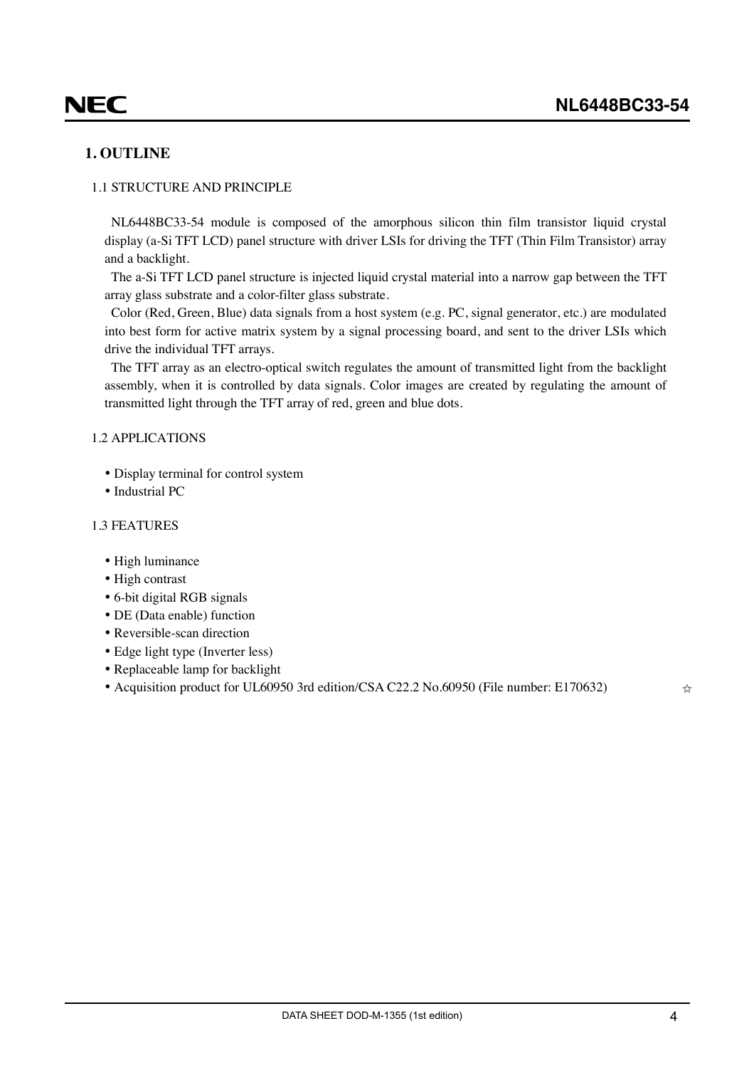## 1. OUTLINE

### 1.1 STRUCTURE AND PRINCIPLE

NL6448BC33-54 module is composed of the amorphous silicon thin film transistor liquid crystal display (a-Si TFT LCD) panel structure with driver LSIs for driving the TFT (Thin Film Transistor) array and a backlight.

The a-Si TFT LCD panel structure is injected liquid crystal material into a narrow gap between the TFT array glass substrate and a color-filter glass substrate.

Color (Red, Green, Blue) data signals from a host system (e.g. PC, signal generator, etc.) are modulated into best form for active matrix system by a signal processing board, and sent to the driver LSIs which drive the individual TFT arrays.

The TFT array as an electro-optical switch regulates the amount of transmitted light from the backlight assembly, when it is controlled by data signals. Color images are created by regulating the amount of transmitted light through the TFT array of red, green and blue dots.

### 1.2 APPLICATIONS

- Display terminal for control system
- Industrial PC

### 1.3 FEATURES

- High luminance
- High contrast
- 6-bit digital RGB signals
- DE (Data enable) function
- Reversible-scan direction
- Edge light type (Inverter less)
- Replaceable lamp for backlight
- Acquisition product for UL60950 3rd edition/CSA C22.2 No.60950 (File number: E170632) ☆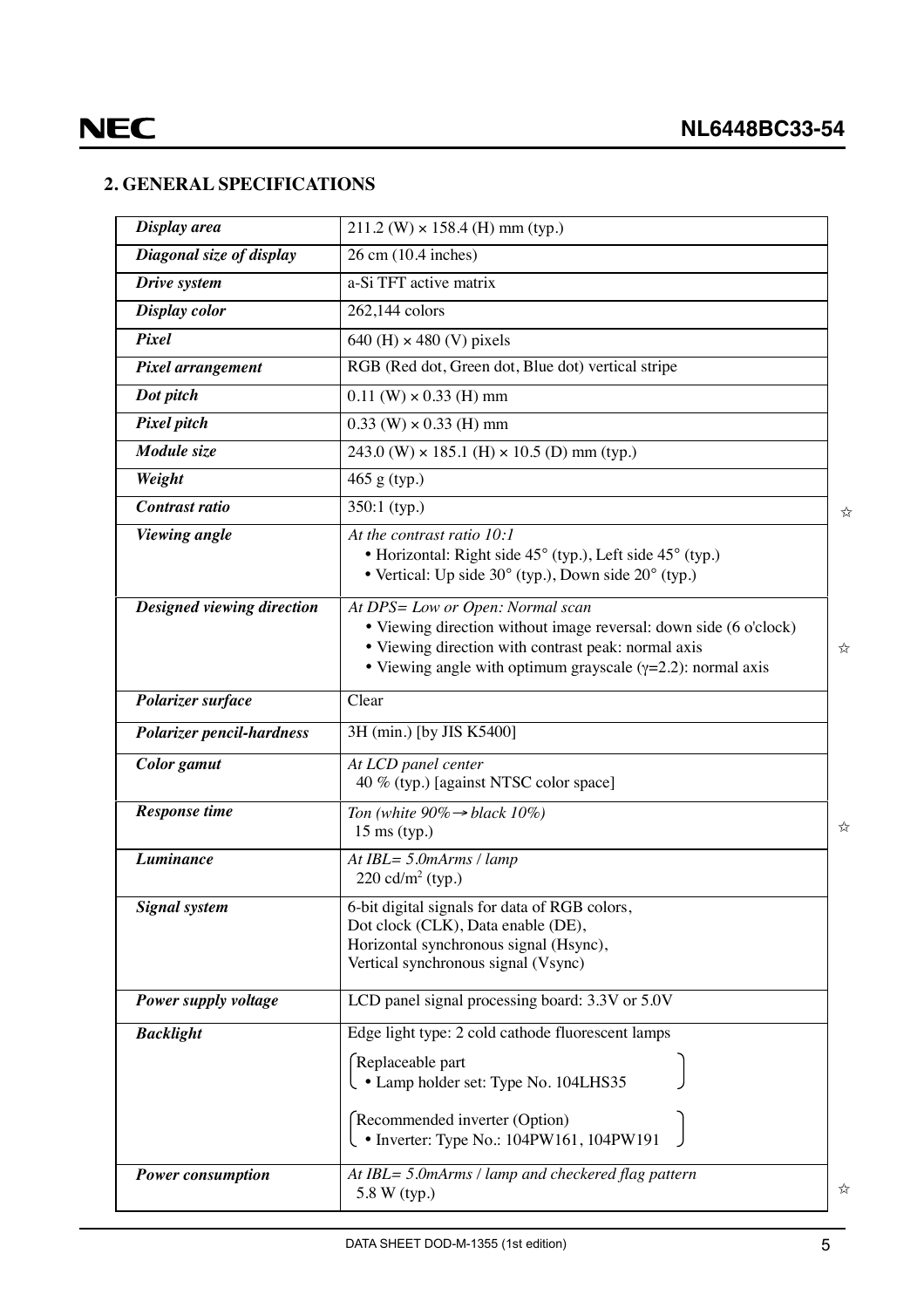## 2. GENERAL SPECIFICATIONS

| | |
|---|---|
| ***Display area*** | 211.2 (W) × 158.4 (H) mm (typ.) |
| ***Diagonal size of display*** | 26 cm (10.4 inches) |
| ***Drive system*** | a-Si TFT active matrix |
| ***Display color*** | 262,144 colors |
| ***Pixel*** | 640 (H) × 480 (V) pixels |
| ***Pixel arrangement*** | RGB (Red dot, Green dot, Blue dot) vertical stripe |
| ***Dot pitch*** | 0.11 (W) × 0.33 (H) mm |
| ***Pixel pitch*** | 0.33 (W) × 0.33 (H) mm |
| ***Module size*** | 243.0 (W) × 185.1 (H) × 10.5 (D) mm (typ.) |
| ***Weight*** | 465 g (typ.) |
| ***Contrast ratio*** | 350:1 (typ.) ☆ |
| ***Viewing angle*** | *At the contrast ratio 10:1*<br>• Horizontal: Right side 45° (typ.), Left side 45° (typ.)<br>• Vertical: Up side 30° (typ.), Down side 20° (typ.) |
| ***Designed viewing direction*** | *At DPS= Low or Open: Normal scan*<br>• Viewing direction without image reversal: down side (6 o'clock)<br>• Viewing direction with contrast peak: normal axis<br>• Viewing angle with optimum grayscale ($\gamma$=2.2): normal axis ☆ |
| ***Polarizer surface*** | Clear |
| ***Polarizer pencil-hardness*** | 3H (min.) [by JIS K5400] |
| ***Color gamut*** | *At LCD panel center*<br>40 % (typ.) [against NTSC color space] |
| ***Response time*** | *Ton (white 90% → black 10%)*<br>15 ms (typ.) ☆ |
| ***Luminance*** | *At IBL= 5.0mArms / lamp*<br>220 cd/m$^2$ (typ.) |
| ***Signal system*** | 6-bit digital signals for data of RGB colors,<br>Dot clock (CLK), Data enable (DE),<br>Horizontal synchronous signal (Hsync),<br>Vertical synchronous signal (Vsync) |
| ***Power supply voltage*** | LCD panel signal processing board: 3.3V or 5.0V |
| ***Backlight*** | Edge light type: 2 cold cathode fluorescent lamps<br>(Replaceable part<br>• Lamp holder set: Type No. 104LHS35)<br>(Recommended inverter (Option)<br>• Inverter: Type No.: 104PW161, 104PW191) |
| ***Power consumption*** | *At IBL= 5.0mArms / lamp and checkered flag pattern*<br>5.8 W (typ.) ☆ |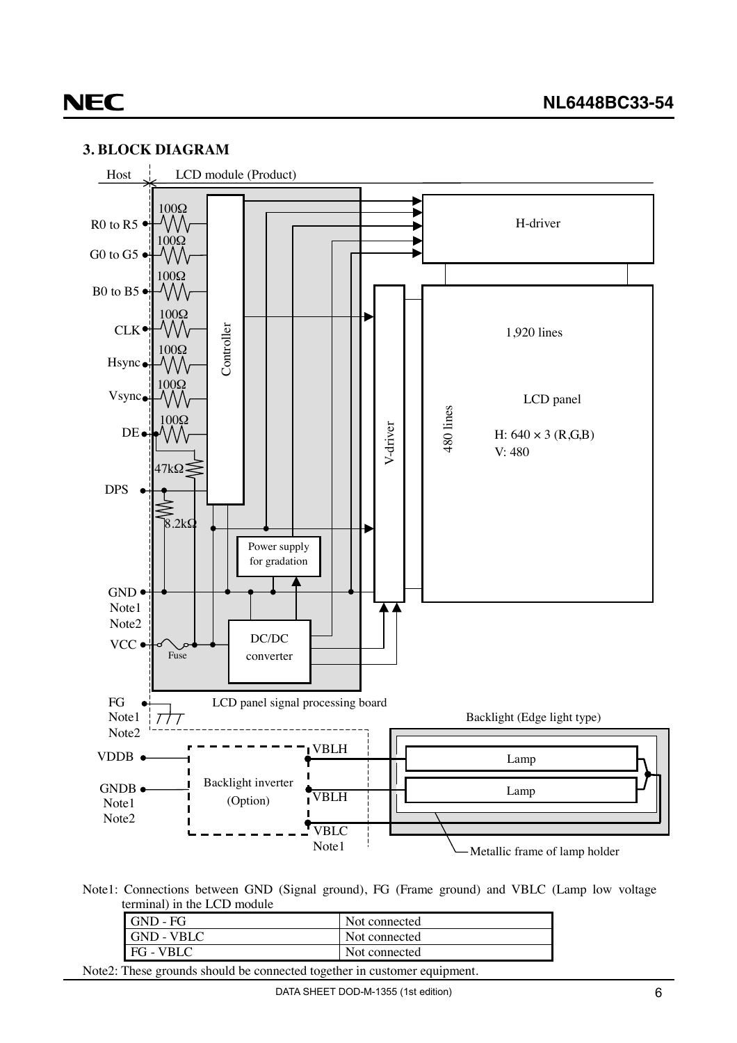## 3. BLOCK DIAGRAM

Host | LCD module (Product)

R0 to R5, G0 to G5, B0 to B5, CLK, Hsync, Vsync, DE (each via 100Ω) → Controller

DE: 47kΩ

DPS: 8.2kΩ

Controller → H-driver, V-driver

Power supply for gradation

DC/DC converter

GND Note1 Note2

VCC — Fuse

FG Note1 Note2

LCD panel signal processing board

H-driver

V-driver

LCD panel: 1,920 lines, 480 lines, H: 640 × 3 (R,G,B), V: 480

Backlight (Edge light type)

VDDB, GNDB Note1 Note2 → Backlight inverter (Option)

VBLH, VBLH, VBLC Note1

Lamp, Lamp

Metallic frame of lamp holder

Note1: Connections between GND (Signal ground), FG (Frame ground) and VBLC (Lamp low voltage terminal) in the LCD module

| | |
|---|---|
| GND - FG | Not connected |
| GND - VBLC | Not connected |
| FG - VBLC | Not connected |

Note2: These grounds should be connected together in customer equipment.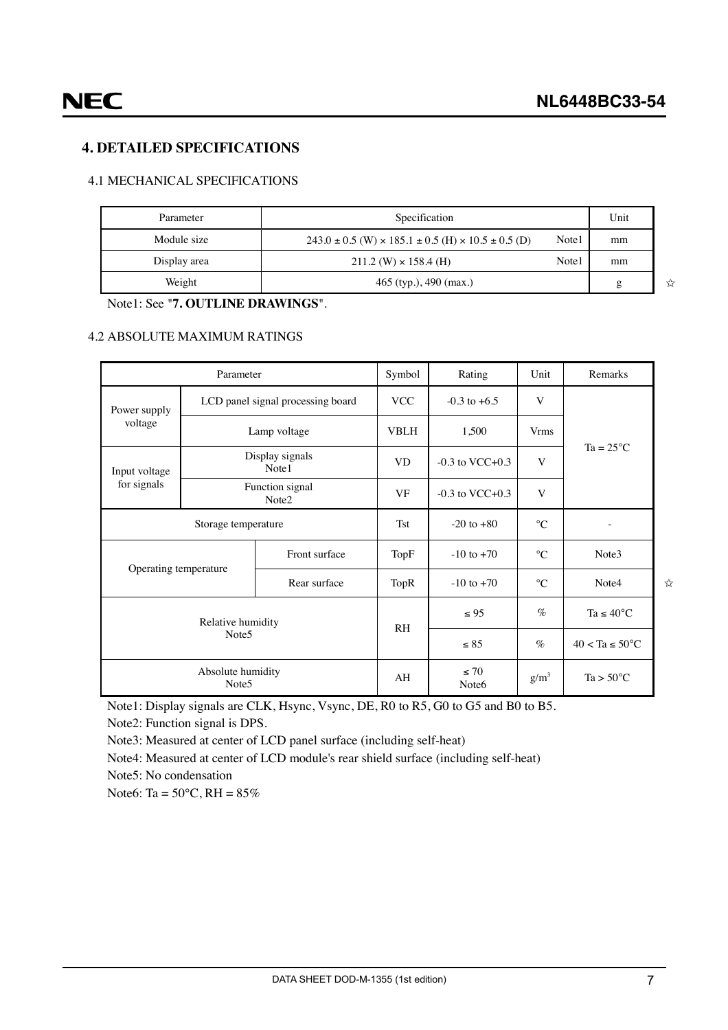## 4. DETAILED SPECIFICATIONS

### 4.1 MECHANICAL SPECIFICATIONS

| Parameter | Specification | | Unit |
|---|---|---|---|
| Module size | 243.0 ± 0.5 (W) × 185.1 ± 0.5 (H) × 10.5 ± 0.5 (D) | Note1 | mm |
| Display area | 211.2 (W) × 158.4 (H) | Note1 | mm |
| Weight | 465 (typ.), 490 (max.) | | g |

☆

Note1: See "**7. OUTLINE DRAWINGS**".

### 4.2 ABSOLUTE MAXIMUM RATINGS

| Parameter | | Symbol | Rating | Unit | Remarks |
|---|---|---|---|---|---|
| Power supply voltage | LCD panel signal processing board | VCC | -0.3 to +6.5 | V | Ta = 25°C |
| | Lamp voltage | VBLH | 1,500 | Vrms | |
| Input voltage for signals | Display signals Note1 | VD | -0.3 to VCC+0.3 | V | |
| | Function signal Note2 | VF | -0.3 to VCC+0.3 | V | |
| Storage temperature | | Tst | -20 to +80 | °C | - |
| Operating temperature | Front surface | TopF | -10 to +70 | °C | Note3 |
| | Rear surface | TopR | -10 to +70 | °C | Note4 |
| Relative humidity Note5 | | RH | ≤ 95 | % | Ta ≤ 40°C |
| | | | ≤ 85 | % | 40 < Ta ≤ 50°C |
| Absolute humidity Note5 | | AH | ≤ 70 Note6 | g/m³ | Ta > 50°C |

☆

Note1: Display signals are CLK, Hsync, Vsync, DE, R0 to R5, G0 to G5 and B0 to B5.

Note2: Function signal is DPS.

Note3: Measured at center of LCD panel surface (including self-heat)

Note4: Measured at center of LCD module's rear shield surface (including self-heat)

Note5: No condensation

Note6: Ta = 50°C, RH = 85%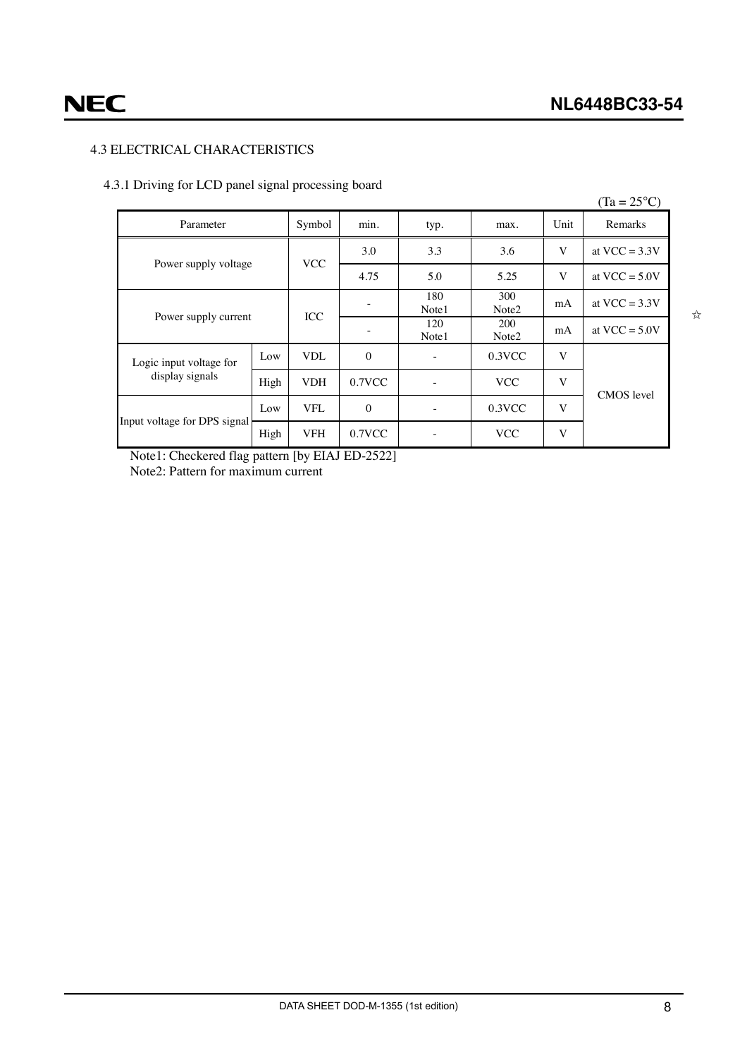### 4.3 ELECTRICAL CHARACTERISTICS

#### 4.3.1 Driving for LCD panel signal processing board

(Ta = 25°C)

| Parameter | | Symbol | min. | typ. | max. | Unit | Remarks |
|---|---|---|---|---|---|---|---|
| Power supply voltage | | VCC | 3.0 | 3.3 | 3.6 | V | at VCC = 3.3V |
| | | | 4.75 | 5.0 | 5.25 | V | at VCC = 5.0V |
| Power supply current | | ICC | - | 180 Note1 | 300 Note2 | mA | at VCC = 3.3V |
| | | | - | 120 Note1 | 200 Note2 | mA | at VCC = 5.0V |
| Logic input voltage for display signals | Low | VDL | 0 | - | 0.3VCC | V | CMOS level |
| | High | VDH | 0.7VCC | - | VCC | V | |
| Input voltage for DPS signal | Low | VFL | 0 | - | 0.3VCC | V | |
| | High | VFH | 0.7VCC | - | VCC | V | |

Note1: Checkered flag pattern [by EIAJ ED-2522]
Note2: Pattern for maximum current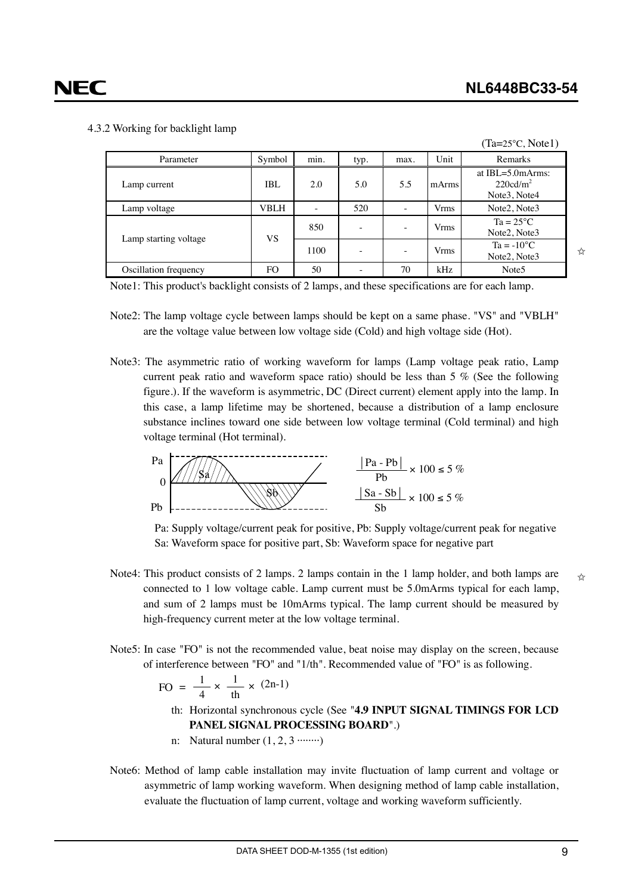#### 4.3.2 Working for backlight lamp

(Ta=25°C, Note1)

| Parameter | Symbol | min. | typ. | max. | Unit | Remarks |
|---|---|---|---|---|---|---|
| Lamp current | IBL | 2.0 | 5.0 | 5.5 | mArms | at IBL=5.0mArms: 220cd/m$^2$ Note3, Note4 |
| Lamp voltage | VBLH | - | 520 | - | Vrms | Note2, Note3 |
| Lamp starting voltage | VS | 850 | - | - | Vrms | Ta = 25°C Note2, Note3 |
| | | 1100 | - | - | Vrms | Ta = -10°C Note2, Note3 ☆ |
| Oscillation frequency | FO | 50 | - | 70 | kHz | Note5 |

Note1: This product's backlight consists of 2 lamps, and these specifications are for each lamp.

Note2: The lamp voltage cycle between lamps should be kept on a same phase. "VS" and "VBLH" are the voltage value between low voltage side (Cold) and high voltage side (Hot).

Note3: The asymmetric ratio of working waveform for lamps (Lamp voltage peak ratio, Lamp current peak ratio and waveform space ratio) should be less than 5 % (See the following figure.). If the waveform is asymmetric, DC (Direct current) element apply into the lamp. In this case, a lamp lifetime may be shortened, because a distribution of a lamp enclosure substance inclines toward one side between low voltage terminal (Cold terminal) and high voltage terminal (Hot terminal).

$$\frac{|Pa - Pb|}{Pb} \times 100 \leq 5\ \%$$

$$\frac{|Sa - Sb|}{Sb} \times 100 \leq 5\ \%$$

Pa: Supply voltage/current peak for positive, Pb: Supply voltage/current peak for negative
Sa: Waveform space for positive part, Sb: Waveform space for negative part

Note4: This product consists of 2 lamps. 2 lamps contain in the 1 lamp holder, and both lamps are connected to 1 low voltage cable. Lamp current must be 5.0mArms typical for each lamp, and sum of 2 lamps must be 10mArms typical. The lamp current should be measured by high-frequency current meter at the low voltage terminal. ☆

Note5: In case "FO" is not the recommended value, beat noise may display on the screen, because of interference between "FO" and "1/th". Recommended value of "FO" is as following.

$$FO = \frac{1}{4} \times \frac{1}{th} \times (2n-1)$$

th: Horizontal synchronous cycle (See "**4.9 INPUT SIGNAL TIMINGS FOR LCD PANEL SIGNAL PROCESSING BOARD**".)

n: Natural number (1, 2, 3 ·······)

Note6: Method of lamp cable installation may invite fluctuation of lamp current and voltage or asymmetric of lamp working waveform. When designing method of lamp cable installation, evaluate the fluctuation of lamp current, voltage and working waveform sufficiently.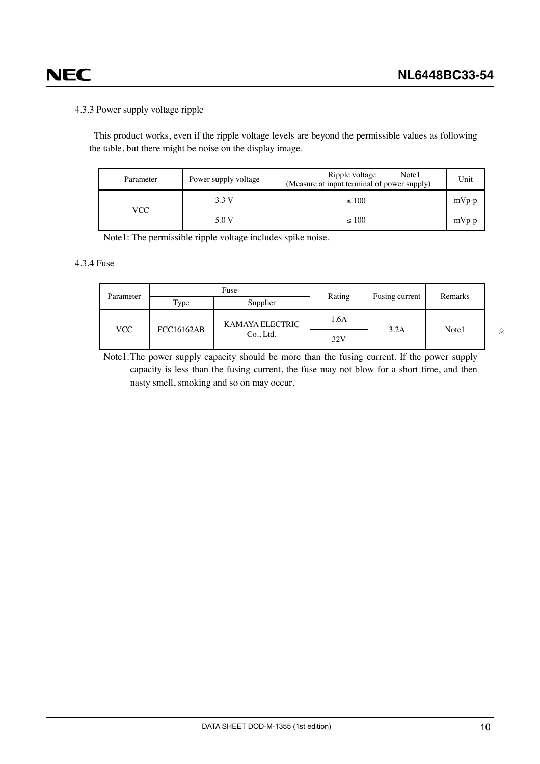4.3.3 Power supply voltage ripple

This product works, even if the ripple voltage levels are beyond the permissible values as following the table, but there might be noise on the display image.

| Parameter | Power supply voltage | Ripple voltage Note1 (Measure at input terminal of power supply) | Unit |
|---|---|---|---|
| VCC | 3.3 V | ≤ 100 | mVp-p |
| | 5.0 V | ≤ 100 | mVp-p |

Note1: The permissible ripple voltage includes spike noise.

4.3.4 Fuse

| Parameter | Fuse | | Rating | Fusing current | Remarks |
|---|---|---|---|---|---|
| | Type | Supplier | | | |
| VCC | FCC16162AB | KAMAYA ELECTRIC Co., Ltd. | 1.6A | 3.2A | Note1 |
| | | | 32V | | |

☆

Note1: The power supply capacity should be more than the fusing current. If the power supply capacity is less than the fusing current, the fuse may not blow for a short time, and then nasty smell, smoking and so on may occur.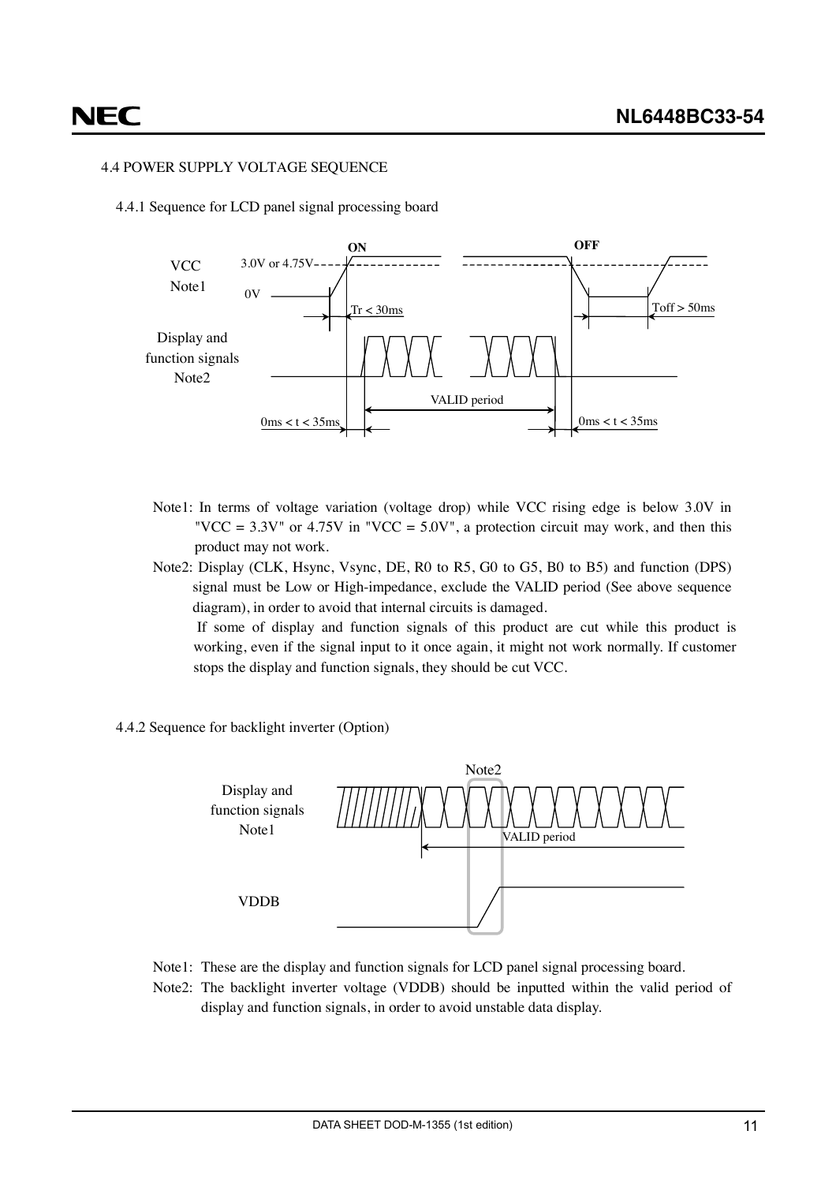### 4.4 POWER SUPPLY VOLTAGE SEQUENCE

#### 4.4.1 Sequence for LCD panel signal processing board

VCC Note1 — 3.0V or 4.75V — 0V — ON — OFF — Tr < 30ms — Toff > 50ms

Display and function signals Note2 — VALID period — 0ms < t < 35ms — 0ms < t < 35ms

Note1: In terms of voltage variation (voltage drop) while VCC rising edge is below 3.0V in "VCC = 3.3V" or 4.75V in "VCC = 5.0V", a protection circuit may work, and then this product may not work.

Note2: Display (CLK, Hsync, Vsync, DE, R0 to R5, G0 to G5, B0 to B5) and function (DPS) signal must be Low or High-impedance, exclude the VALID period (See above sequence diagram), in order to avoid that internal circuits is damaged.
If some of display and function signals of this product are cut while this product is working, even if the signal input to it once again, it might not work normally. If customer stops the display and function signals, they should be cut VCC.

#### 4.4.2 Sequence for backlight inverter (Option)

Display and function signals Note1 — VALID period — Note2 — VDDB

Note1: These are the display and function signals for LCD panel signal processing board.

Note2: The backlight inverter voltage (VDDB) should be inputted within the valid period of display and function signals, in order to avoid unstable data display.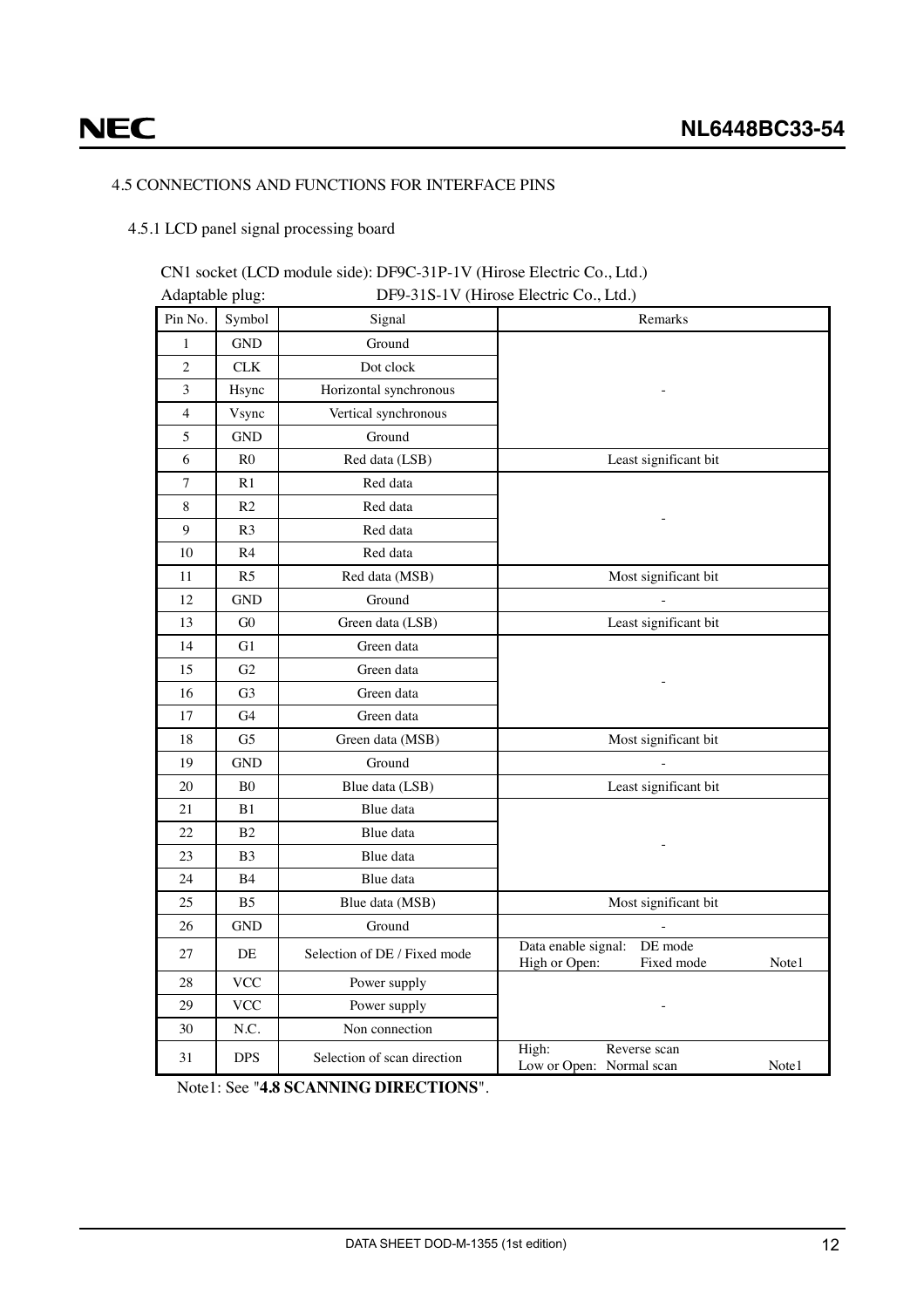### 4.5 CONNECTIONS AND FUNCTIONS FOR INTERFACE PINS

#### 4.5.1 LCD panel signal processing board

CN1 socket (LCD module side): DF9C-31P-1V (Hirose Electric Co., Ltd.)
Adaptable plug: DF9-31S-1V (Hirose Electric Co., Ltd.)

| Pin No. | Symbol | Signal | Remarks |
|---|---|---|---|
| 1 | GND | Ground | - |
| 2 | CLK | Dot clock | |
| 3 | Hsync | Horizontal synchronous | |
| 4 | Vsync | Vertical synchronous | |
| 5 | GND | Ground | |
| 6 | R0 | Red data (LSB) | Least significant bit |
| 7 | R1 | Red data | - |
| 8 | R2 | Red data | |
| 9 | R3 | Red data | |
| 10 | R4 | Red data | |
| 11 | R5 | Red data (MSB) | Most significant bit |
| 12 | GND | Ground | - |
| 13 | G0 | Green data (LSB) | Least significant bit |
| 14 | G1 | Green data | - |
| 15 | G2 | Green data | |
| 16 | G3 | Green data | |
| 17 | G4 | Green data | |
| 18 | G5 | Green data (MSB) | Most significant bit |
| 19 | GND | Ground | - |
| 20 | B0 | Blue data (LSB) | Least significant bit |
| 21 | B1 | Blue data | - |
| 22 | B2 | Blue data | |
| 23 | B3 | Blue data | |
| 24 | B4 | Blue data | |
| 25 | B5 | Blue data (MSB) | Most significant bit |
| 26 | GND | Ground | - |
| 27 | DE | Selection of DE / Fixed mode | Data enable signal: DE mode<br>High or Open: Fixed mode Note1 |
| 28 | VCC | Power supply | - |
| 29 | VCC | Power supply | |
| 30 | N.C. | Non connection | |
| 31 | DPS | Selection of scan direction | High: Reverse scan<br>Low or Open: Normal scan Note1 |

Note1: See "**4.8 SCANNING DIRECTIONS**".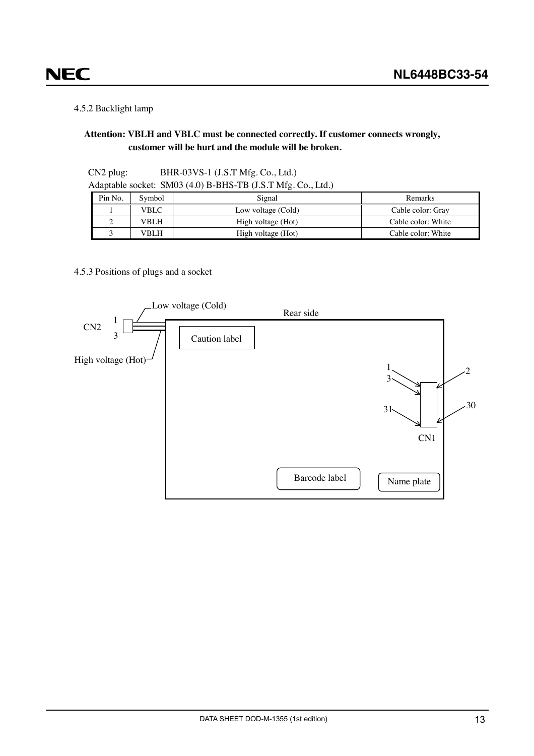4.5.2 Backlight lamp

**Attention: VBLH and VBLC must be connected correctly. If customer connects wrongly, customer will be hurt and the module will be broken.**

CN2 plug: BHR-03VS-1 (J.S.T Mfg. Co., Ltd.)

Adaptable socket: SM03 (4.0) B-BHS-TB (J.S.T Mfg. Co., Ltd.)

| Pin No. | Symbol | Signal | Remarks |
|---|---|---|---|
| 1 | VBLC | Low voltage (Cold) | Cable color: Gray |
| 2 | VBLH | High voltage (Hot) | Cable color: White |
| 3 | VBLH | High voltage (Hot) | Cable color: White |

4.5.3 Positions of plugs and a socket

Low voltage (Cold)

Rear side

CN2 1 3

Caution label

High voltage (Hot)

1 3 2

31 30

CN1

Barcode label

Name plate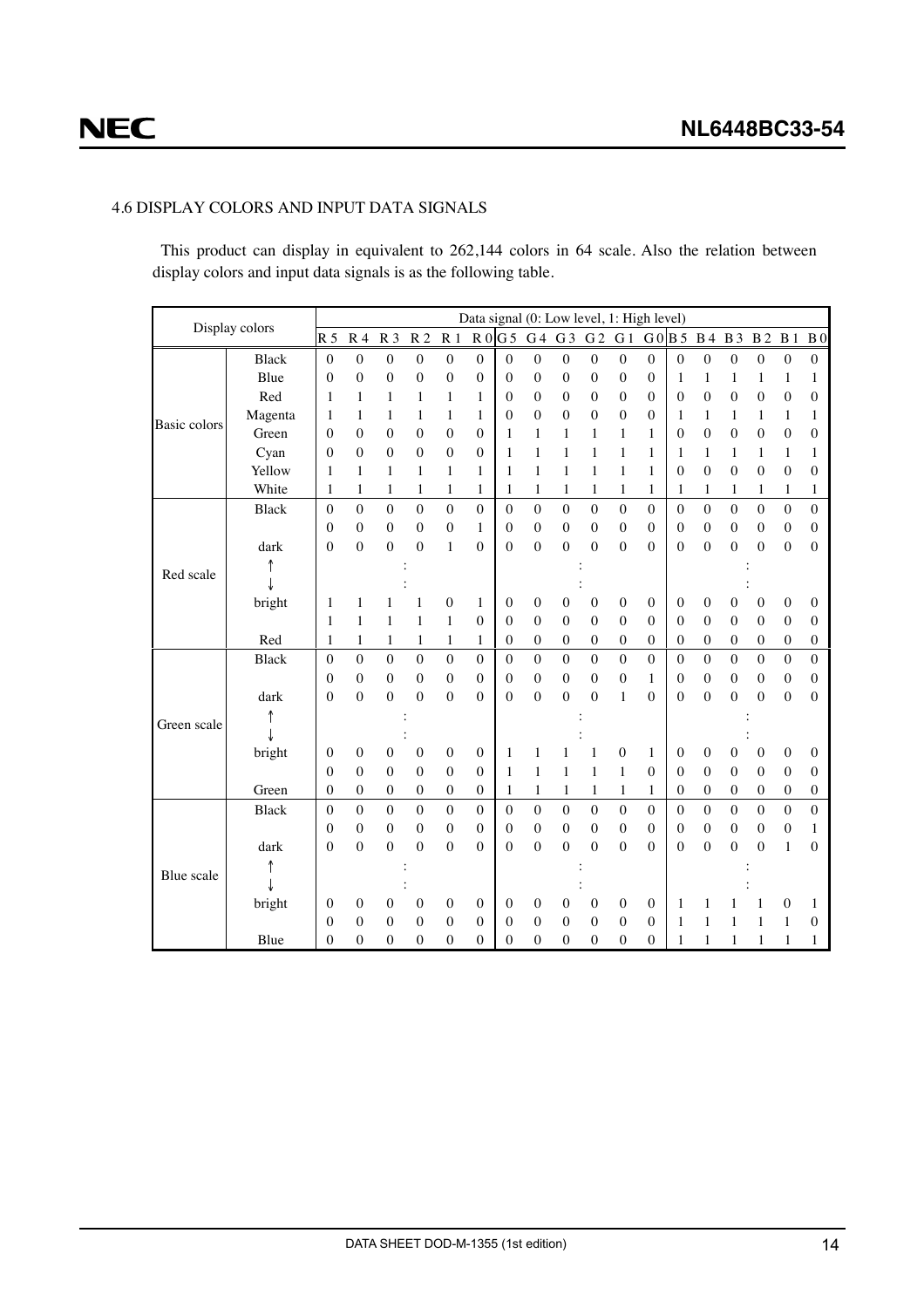### 4.6 DISPLAY COLORS AND INPUT DATA SIGNALS

This product can display in equivalent to 262,144 colors in 64 scale. Also the relation between display colors and input data signals is as the following table.

| Display colors | | Data signal (0: Low level, 1: High level) | | | | | | | | | | | | | | | | | |
|---|---|---|---|---|---|---|---|---|---|---|---|---|---|---|---|---|---|---|---|
| | | R5 | R4 | R3 | R2 | R1 | R0 | G5 | G4 | G3 | G2 | G1 | G0 | B5 | B4 | B3 | B2 | B1 | B0 |
| Basic colors | Black | 0 | 0 | 0 | 0 | 0 | 0 | 0 | 0 | 0 | 0 | 0 | 0 | 0 | 0 | 0 | 0 | 0 | 0 |
| | Blue | 0 | 0 | 0 | 0 | 0 | 0 | 0 | 0 | 0 | 0 | 0 | 0 | 1 | 1 | 1 | 1 | 1 | 1 |
| | Red | 1 | 1 | 1 | 1 | 1 | 1 | 0 | 0 | 0 | 0 | 0 | 0 | 0 | 0 | 0 | 0 | 0 | 0 |
| | Magenta | 1 | 1 | 1 | 1 | 1 | 1 | 0 | 0 | 0 | 0 | 0 | 0 | 1 | 1 | 1 | 1 | 1 | 1 |
| | Green | 0 | 0 | 0 | 0 | 0 | 0 | 1 | 1 | 1 | 1 | 1 | 1 | 0 | 0 | 0 | 0 | 0 | 0 |
| | Cyan | 0 | 0 | 0 | 0 | 0 | 0 | 1 | 1 | 1 | 1 | 1 | 1 | 1 | 1 | 1 | 1 | 1 | 1 |
| | Yellow | 1 | 1 | 1 | 1 | 1 | 1 | 1 | 1 | 1 | 1 | 1 | 1 | 0 | 0 | 0 | 0 | 0 | 0 |
| | White | 1 | 1 | 1 | 1 | 1 | 1 | 1 | 1 | 1 | 1 | 1 | 1 | 1 | 1 | 1 | 1 | 1 | 1 |
| Red scale | Black | 0 | 0 | 0 | 0 | 0 | 0 | 0 | 0 | 0 | 0 | 0 | 0 | 0 | 0 | 0 | 0 | 0 | 0 |
| | | 0 | 0 | 0 | 0 | 0 | 1 | 0 | 0 | 0 | 0 | 0 | 0 | 0 | 0 | 0 | 0 | 0 | 0 |
| | dark | 0 | 0 | 0 | 0 | 1 | 0 | 0 | 0 | 0 | 0 | 0 | 0 | 0 | 0 | 0 | 0 | 0 | 0 |
| | ↑ | | | : | | | | | | : | | | | | | : | | | |
| | ↓ | | | : | | | | | | : | | | | | | : | | | |
| | bright | 1 | 1 | 1 | 1 | 0 | 1 | 0 | 0 | 0 | 0 | 0 | 0 | 0 | 0 | 0 | 0 | 0 | 0 |
| | | 1 | 1 | 1 | 1 | 1 | 0 | 0 | 0 | 0 | 0 | 0 | 0 | 0 | 0 | 0 | 0 | 0 | 0 |
| | Red | 1 | 1 | 1 | 1 | 1 | 1 | 0 | 0 | 0 | 0 | 0 | 0 | 0 | 0 | 0 | 0 | 0 | 0 |
| Green scale | Black | 0 | 0 | 0 | 0 | 0 | 0 | 0 | 0 | 0 | 0 | 0 | 0 | 0 | 0 | 0 | 0 | 0 | 0 |
| | | 0 | 0 | 0 | 0 | 0 | 0 | 0 | 0 | 0 | 0 | 0 | 1 | 0 | 0 | 0 | 0 | 0 | 0 |
| | dark | 0 | 0 | 0 | 0 | 0 | 0 | 0 | 0 | 0 | 0 | 1 | 0 | 0 | 0 | 0 | 0 | 0 | 0 |
| | ↑ | | | : | | | | | | : | | | | | | : | | | |
| | ↓ | | | : | | | | | | : | | | | | | : | | | |
| | bright | 0 | 0 | 0 | 0 | 0 | 0 | 1 | 1 | 1 | 1 | 0 | 1 | 0 | 0 | 0 | 0 | 0 | 0 |
| | | 0 | 0 | 0 | 0 | 0 | 0 | 1 | 1 | 1 | 1 | 1 | 0 | 0 | 0 | 0 | 0 | 0 | 0 |
| | Green | 0 | 0 | 0 | 0 | 0 | 0 | 1 | 1 | 1 | 1 | 1 | 1 | 0 | 0 | 0 | 0 | 0 | 0 |
| Blue scale | Black | 0 | 0 | 0 | 0 | 0 | 0 | 0 | 0 | 0 | 0 | 0 | 0 | 0 | 0 | 0 | 0 | 0 | 0 |
| | | 0 | 0 | 0 | 0 | 0 | 0 | 0 | 0 | 0 | 0 | 0 | 0 | 0 | 0 | 0 | 0 | 0 | 1 |
| | dark | 0 | 0 | 0 | 0 | 0 | 0 | 0 | 0 | 0 | 0 | 0 | 0 | 0 | 0 | 0 | 0 | 1 | 0 |
| | ↑ | | | : | | | | | | : | | | | | | : | | | |
| | ↓ | | | : | | | | | | : | | | | | | : | | | |
| | bright | 0 | 0 | 0 | 0 | 0 | 0 | 0 | 0 | 0 | 0 | 0 | 0 | 1 | 1 | 1 | 1 | 0 | 1 |
| | | 0 | 0 | 0 | 0 | 0 | 0 | 0 | 0 | 0 | 0 | 0 | 0 | 1 | 1 | 1 | 1 | 1 | 0 |
| | Blue | 0 | 0 | 0 | 0 | 0 | 0 | 0 | 0 | 0 | 0 | 0 | 0 | 1 | 1 | 1 | 1 | 1 | 1 |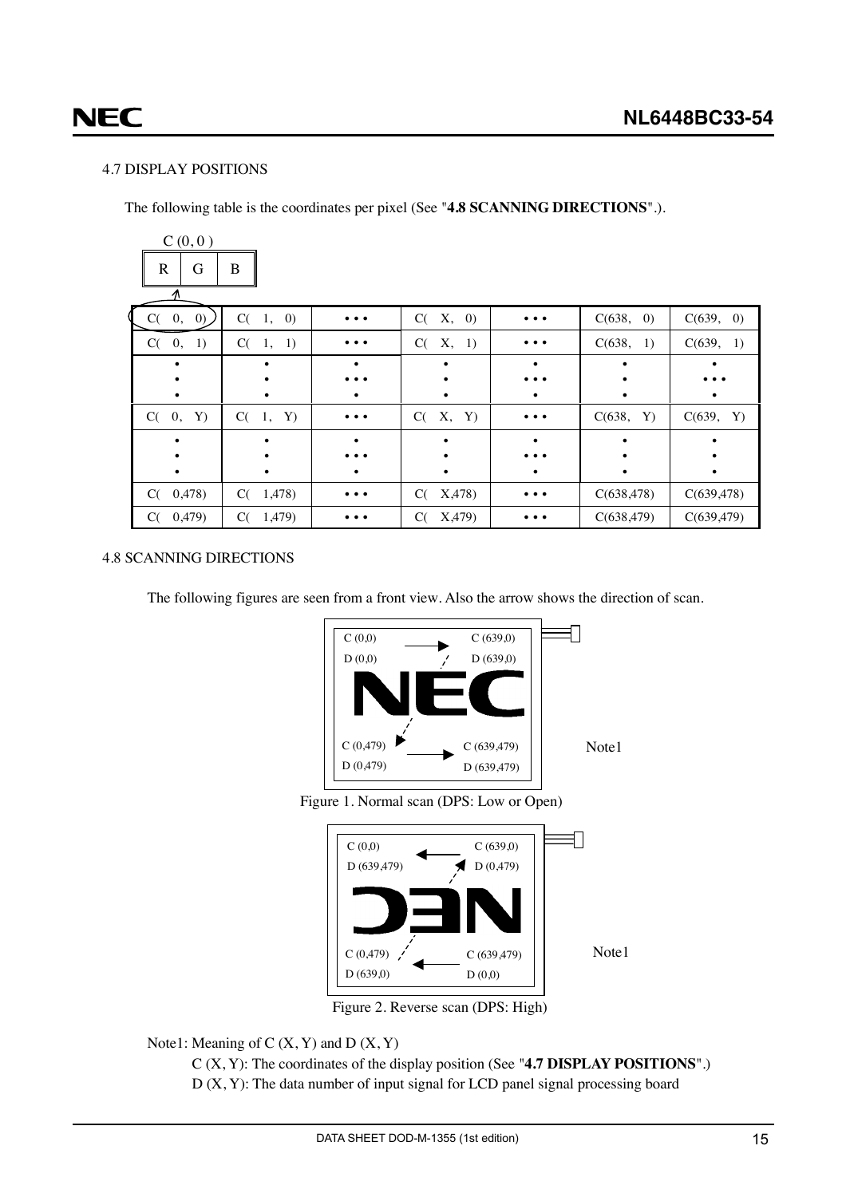### 4.7 DISPLAY POSITIONS

The following table is the coordinates per pixel (See "**4.8 SCANNING DIRECTIONS**".).

C (0, 0 )

| R | G | B |
|---|---|---|

| C( 0, 0) | C( 1, 0) | • • • | C( X, 0) | • • • | C(638, 0) | C(639, 0) |
|---|---|---|---|---|---|---|
| C( 0, 1) | C( 1, 1) | • • • | C( X, 1) | • • • | C(638, 1) | C(639, 1) |
| • | • | • • • | • | • • • | • | • • • |
| C( 0, Y) | C( 1, Y) | • • • | C( X, Y) | • • • | C(638, Y) | C(639, Y) |
| • | • | • • • | • | • • • | • | • |
| C( 0,478) | C( 1,478) | • • • | C( X,478) | • • • | C(638,478) | C(639,478) |
| C( 0,479) | C( 1,479) | • • • | C( X,479) | • • • | C(638,479) | C(639,479) |

### 4.8 SCANNING DIRECTIONS

The following figures are seen from a front view. Also the arrow shows the direction of scan.

C (0,0) D (0,0) → C (639,0) D (639,0)

C (0,479) D (0,479) → C (639,479) D (639,479)

Note1

Figure 1. Normal scan (DPS: Low or Open)

C (0,0) D (639,479) ← C (639,0) D (0,479)

C (0,479) D (639,0) ← C (639,479) D (0,0)

Note1

Figure 2. Reverse scan (DPS: High)

Note1: Meaning of C (X, Y) and D (X, Y)

C (X, Y): The coordinates of the display position (See "**4.7 DISPLAY POSITIONS**".)

D (X, Y): The data number of input signal for LCD panel signal processing board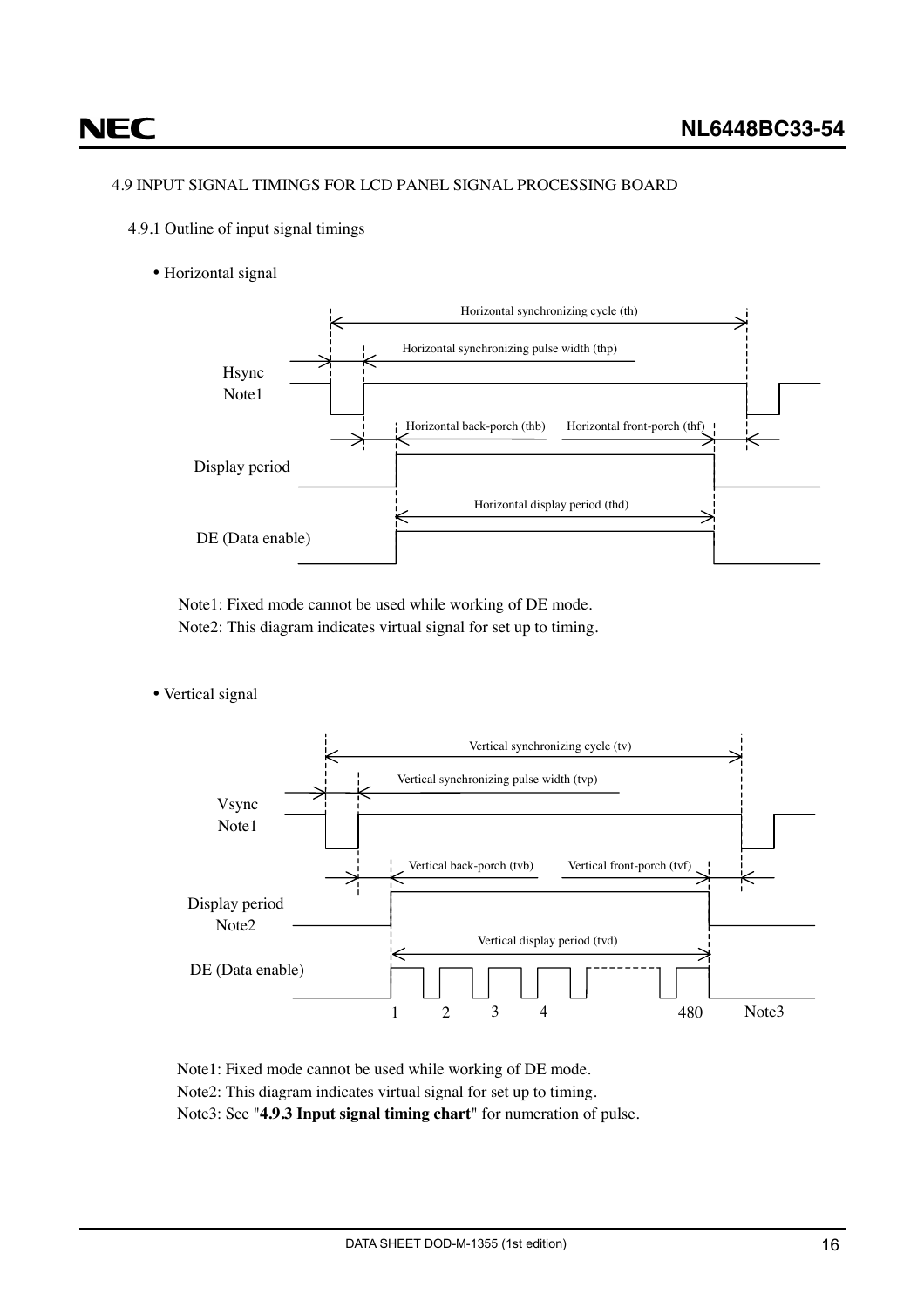### 4.9 INPUT SIGNAL TIMINGS FOR LCD PANEL SIGNAL PROCESSING BOARD

#### 4.9.1 Outline of input signal timings

- Horizontal signal

Note1: Fixed mode cannot be used while working of DE mode.
Note2: This diagram indicates virtual signal for set up to timing.

- Vertical signal

Note1: Fixed mode cannot be used while working of DE mode.
Note2: This diagram indicates virtual signal for set up to timing.
Note3: See "**4.9.3 Input signal timing chart**" for numeration of pulse.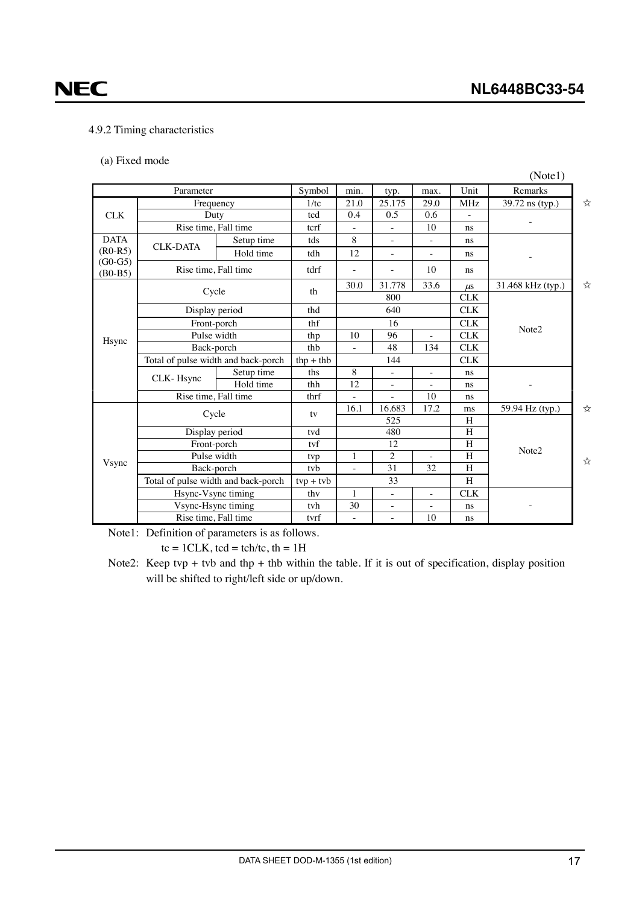### 4.9.2 Timing characteristics

(a) Fixed mode

(Note1)

| Parameter | | | Symbol | min. | typ. | max. | Unit | Remarks | |
|---|---|---|---|---|---|---|---|---|---|
| CLK | Frequency | | 1/tc | 21.0 | 25.175 | 29.0 | MHz | 39.72 ns (typ.) | ☆ |
| | Duty | | tcd | 0.4 | 0.5 | 0.6 | - | - | |
| | Rise time, Fall time | | tcrf | - | - | 10 | ns | | |
| DATA (R0-R5) (G0-G5) (B0-B5) | CLK-DATA | Setup time | tds | 8 | - | - | ns | - | |
| | | Hold time | tdh | 12 | - | - | ns | | |
| | Rise time, Fall time | | tdrf | - | - | 10 | ns | | |
| Hsync | Cycle | | th | 30.0 | 31.778 | 33.6 | μs | 31.468 kHz (typ.) | ☆ |
| | | | | 800 | | | CLK | Note2 | |
| | Display period | | thd | 640 | | | CLK | | |
| | Front-porch | | thf | 16 | | | CLK | | |
| | Pulse width | | thp | 10 | 96 | - | CLK | | |
| | Back-porch | | thb | - | 48 | 134 | CLK | | |
| | Total of pulse width and back-porch | | thp + thb | 144 | | | CLK | | |
| | CLK- Hsync | Setup time | ths | 8 | - | - | ns | - | |
| | | Hold time | thh | 12 | - | - | ns | | |
| | Rise time, Fall time | | thrf | - | - | 10 | ns | | |
| Vsync | Cycle | | tv | 16.1 | 16.683 | 17.2 | ms | 59.94 Hz (typ.) | ☆ |
| | | | | 525 | | | H | Note2 | |
| | Display period | | tvd | 480 | | | H | | |
| | Front-porch | | tvf | 12 | | | H | | |
| | Pulse width | | tvp | 1 | 2 | - | H | | ☆ |
| | Back-porch | | tvb | - | 31 | 32 | H | | |
| | Total of pulse width and back-porch | | tvp + tvb | 33 | | | H | | |
| | Hsync-Vsync timing | | thv | 1 | - | - | CLK | - | |
| | Vsync-Hsync timing | | tvh | 30 | - | - | ns | | |
| | Rise time, Fall time | | tvrf | - | - | 10 | ns | | |

Note1: Definition of parameters is as follows.
tc = 1CLK, tcd = tch/tc, th = 1H

Note2: Keep tvp + tvb and thp + thb within the table. If it is out of specification, display position will be shifted to right/left side or up/down.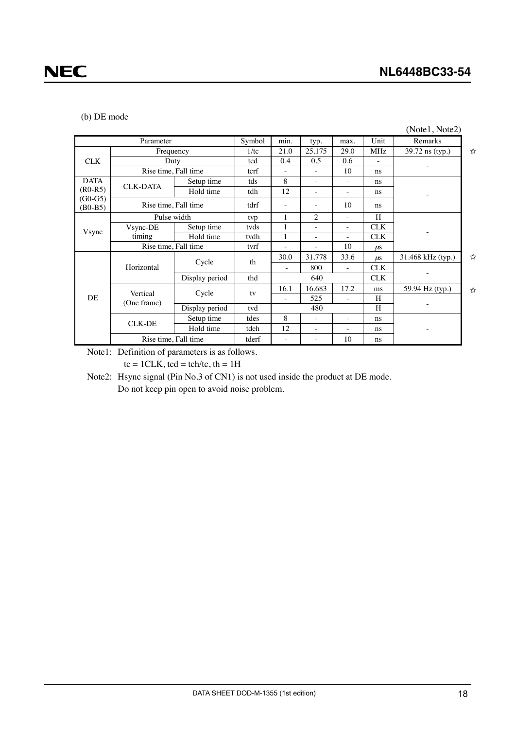(b) DE mode

(Note1, Note2)

| Parameter | | | Symbol | min. | typ. | max. | Unit | Remarks |
|---|---|---|---|---|---|---|---|---|
| CLK | Frequency | | 1/tc | 21.0 | 25.175 | 29.0 | MHz | 39.72 ns (typ.) ☆ |
| | Duty | | tcd | 0.4 | 0.5 | 0.6 | - | - |
| | Rise time, Fall time | | tcrf | - | - | 10 | ns | |
| DATA (R0-R5) (G0-G5) (B0-B5) | CLK-DATA | Setup time | tds | 8 | - | - | ns | - |
| | | Hold time | tdh | 12 | - | - | ns | |
| | Rise time, Fall time | | tdrf | - | - | 10 | ns | |
| Vsync | Pulse width | | tvp | 1 | 2 | - | H | - |
| | Vsync-DE timing | Setup time | tvds | 1 | - | - | CLK | |
| | | Hold time | tvdh | 1 | - | - | CLK | |
| | Rise time, Fall time | | tvrf | - | - | 10 | μs | |
| DE | Horizontal | Cycle | th | 30.0 | 31.778 | 33.6 | μs | 31.468 kHz (typ.) ☆ |
| | | | | - | 800 | - | CLK | - |
| | | Display period | thd | | 640 | | CLK | |
| | Vertical (One frame) | Cycle | tv | 16.1 | 16.683 | 17.2 | ms | 59.94 Hz (typ.) ☆ |
| | | | | - | 525 | - | H | - |
| | | Display period | tvd | | 480 | | H | |
| | CLK-DE | Setup time | tdes | 8 | - | - | ns | - |
| | | Hold time | tdeh | 12 | - | - | ns | |
| | Rise time, Fall time | | tderf | - | - | 10 | ns | |

Note1: Definition of parameters is as follows.
tc = 1CLK, tcd = tch/tc, th = 1H

Note2: Hsync signal (Pin No.3 of CN1) is not used inside the product at DE mode.
Do not keep pin open to avoid noise problem.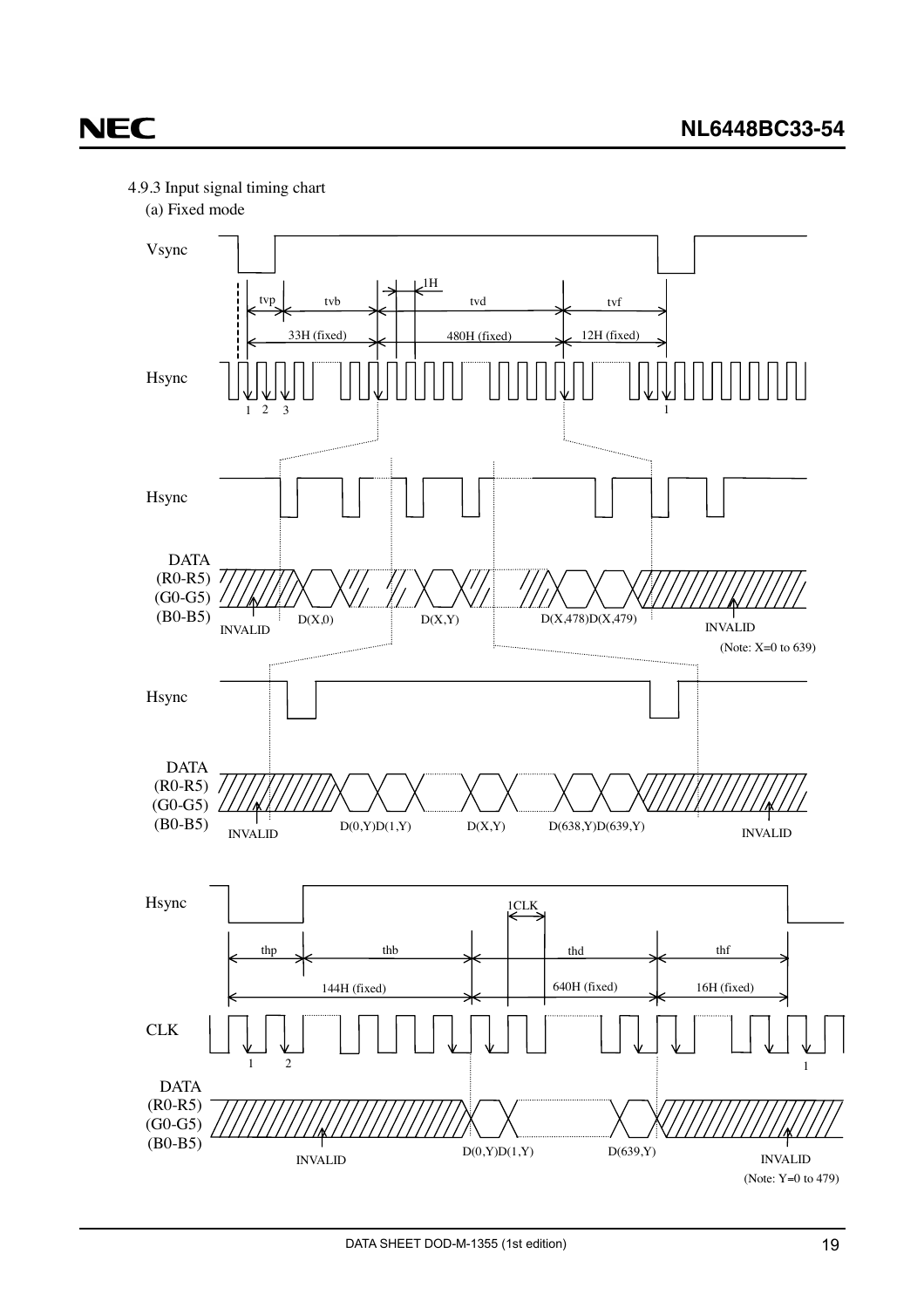4.9.3 Input signal timing chart

(a) Fixed mode

Vsync

tvp　tvb　1H　tvd　tvf

33H (fixed)　480H (fixed)　12H (fixed)

Hsync

1 2 3　1

Hsync

DATA
(R0-R5)
(G0-G5)
(B0-B5)

INVALID　D(X,0)　D(X,Y)　D(X,478)D(X,479)　INVALID

(Note: X=0 to 639)

Hsync

DATA
(R0-R5)
(G0-G5)
(B0-B5)

INVALID　D(0,Y)D(1,Y)　D(X,Y)　D(638,Y)D(639,Y)　INVALID

Hsync

1CLK

thp　thb　thd　thf

144H (fixed)　640H (fixed)　16H (fixed)

CLK

1 2　1

DATA
(R0-R5)
(G0-G5)
(B0-B5)

INVALID　D(0,Y)D(1,Y)　D(639,Y)　INVALID

(Note: Y=0 to 479)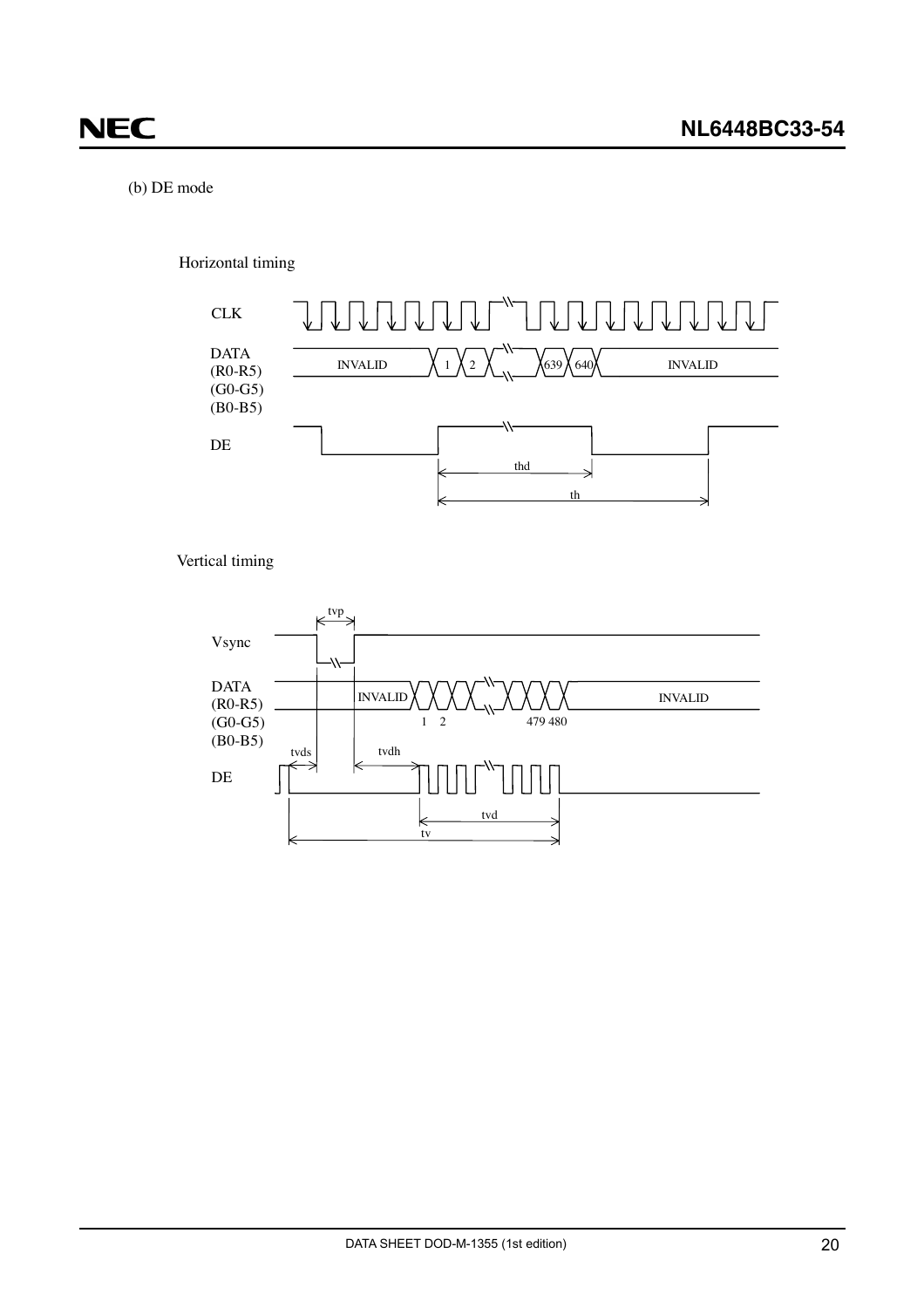(b) DE mode

Horizontal timing

CLK

DATA
(R0-R5)
(G0-G5)
(B0-B5)

INVALID 1 2 639 640 INVALID

DE

thd

th

Vertical timing

tvp

Vsync

DATA
(R0-R5)
(G0-G5)
(B0-B5)

INVALID INVALID

1 2 479 480

tvds tvdh

DE

tvd

tv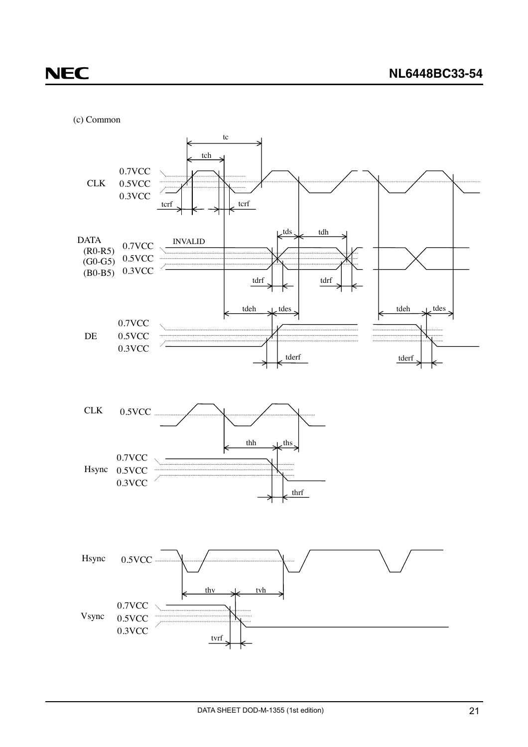(c) Common

CLK 0.7VCC 0.5VCC 0.3VCC tc tch tcrf tcrf

DATA (R0-R5) (G0-G5) (B0-B5) 0.7VCC 0.5VCC 0.3VCC INVALID tds tdh tdrf tdrf

DE 0.7VCC 0.5VCC 0.3VCC tdeh tdes tderf tdeh tdes tderf

CLK 0.5VCC

Hsync 0.7VCC 0.5VCC 0.3VCC thh ths thrf

Hsync 0.5VCC

Vsync 0.7VCC 0.5VCC 0.3VCC thv tvh tvrf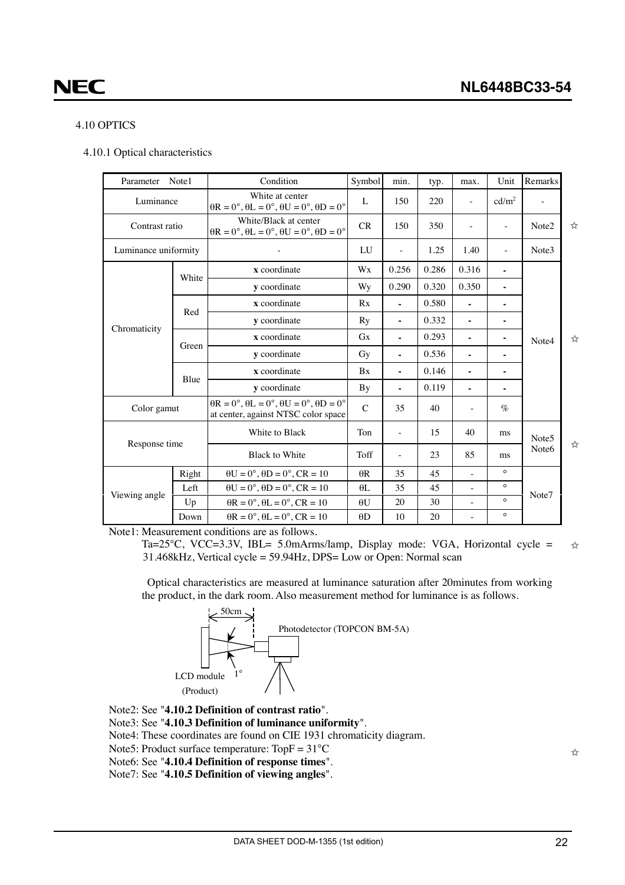### 4.10 OPTICS

#### 4.10.1 Optical characteristics

| Parameter Note1 | | Condition | Symbol | min. | typ. | max. | Unit | Remarks | |
|---|---|---|---|---|---|---|---|---|---|
| Luminance | | White at center $\theta R = 0°, \theta L = 0°, \theta U = 0°, \theta D = 0°$ | L | 150 | 220 | - | cd/m² | - | |
| Contrast ratio | | White/Black at center $\theta R = 0°, \theta L = 0°, \theta U = 0°, \theta D = 0°$ | CR | 150 | 350 | - | - | Note2 | ☆ |
| Luminance uniformity | | - | LU | - | 1.25 | 1.40 | - | Note3 | |
| Chromaticity | White | **x** coordinate | Wx | 0.256 | 0.286 | 0.316 | - | Note4 | ☆ |
| | | **y** coordinate | Wy | 0.290 | 0.320 | 0.350 | - | | |
| | Red | **x** coordinate | Rx | - | 0.580 | - | - | | |
| | | **y** coordinate | Ry | - | 0.332 | - | - | | |
| | Green | **x** coordinate | Gx | - | 0.293 | - | - | | |
| | | **y** coordinate | Gy | - | 0.536 | - | - | | |
| | Blue | **x** coordinate | Bx | - | 0.146 | - | - | | |
| | | **y** coordinate | By | - | 0.119 | - | - | | |
| Color gamut | | $\theta R = 0°, \theta L = 0°, \theta U = 0°, \theta D = 0°$ at center, against NTSC color space | C | 35 | 40 | - | % | | |
| Response time | | White to Black | Ton | - | 15 | 40 | ms | Note5 Note6 | ☆ |
| | | Black to White | Toff | - | 23 | 85 | ms | | |
| Viewing angle | Right | $\theta U = 0°, \theta D = 0°$, CR = 10 | θR | 35 | 45 | - | ° | Note7 | |
| | Left | $\theta U = 0°, \theta D = 0°$, CR = 10 | θL | 35 | 45 | - | ° | | |
| | Up | $\theta R = 0°, \theta L = 0°$, CR = 10 | θU | 20 | 30 | - | ° | | |
| | Down | $\theta R = 0°, \theta L = 0°$, CR = 10 | θD | 10 | 20 | - | ° | | |

Note1: Measurement conditions are as follows.

Ta=25°C, VCC=3.3V, IBL= 5.0mArms/lamp, Display mode: VGA, Horizontal cycle = 31.468kHz, Vertical cycle = 59.94Hz, DPS= Low or Open: Normal scan ☆

Optical characteristics are measured at luminance saturation after 20minutes from working the product, in the dark room. Also measurement method for luminance is as follows.

50cm

Photodetector (TOPCON BM-5A)

1°

LCD module (Product)

Note2: See "**4.10.2 Definition of contrast ratio**".

Note3: See "**4.10.3 Definition of luminance uniformity**".

Note4: These coordinates are found on CIE 1931 chromaticity diagram.

Note5: Product surface temperature: TopF = 31°C ☆

Note6: See "**4.10.4 Definition of response times**".

Note7: See "**4.10.5 Definition of viewing angles**".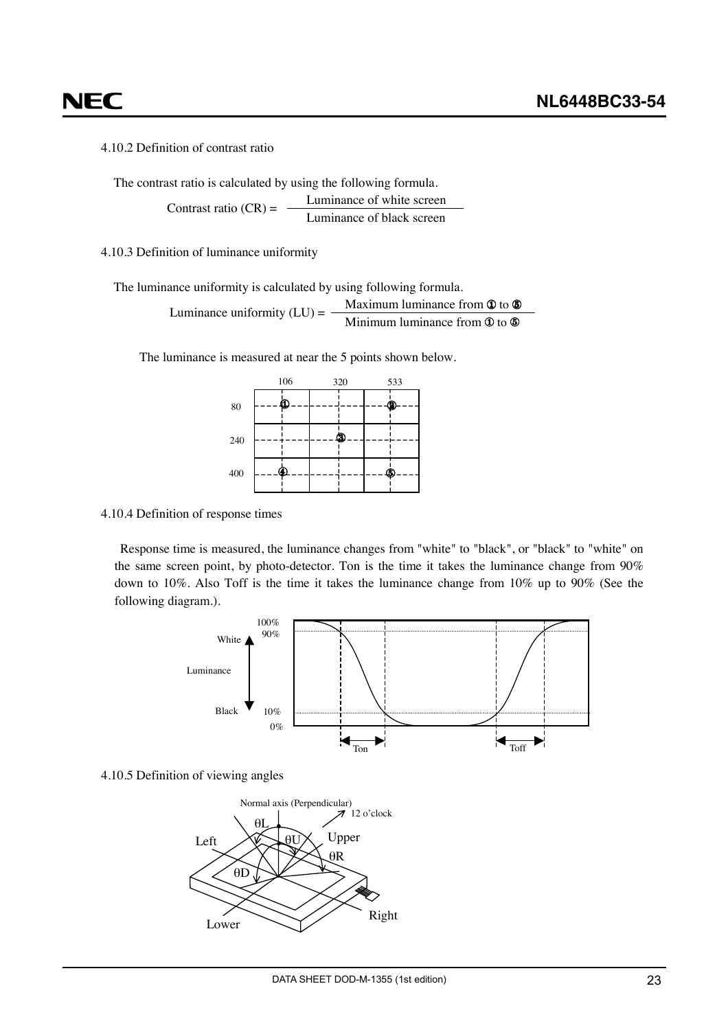### 4.10.2 Definition of contrast ratio

The contrast ratio is calculated by using the following formula.

$$\text{Contrast ratio (CR)} = \frac{\text{Luminance of white screen}}{\text{Luminance of black screen}}$$

### 4.10.3 Definition of luminance uniformity

The luminance uniformity is calculated by using following formula.

$$\text{Luminance uniformity (LU)} = \frac{\text{Maximum luminance from ① to ⑤}}{\text{Minimum luminance from ① to ⑤}}$$

The luminance is measured at near the 5 points shown below.

|  | 106 | 320 | 533 |
|---|---|---|---|
| 80 | ① |  | ② |
| 240 |  | ③ |  |
| 400 | ④ |  | ⑤ |

### 4.10.4 Definition of response times

Response time is measured, the luminance changes from "white" to "black", or "black" to "white" on the same screen point, by photo-detector. Ton is the time it takes the luminance change from 90% down to 10%. Also Toff is the time it takes the luminance change from 10% up to 90% (See the following diagram.).

White / Luminance / Black; 100%, 90%, 10%, 0%; Ton, Toff

### 4.10.5 Definition of viewing angles

Normal axis (Perpendicular); 12 o'clock; θL; θU; θR; θD; Left; Upper; Right; Lower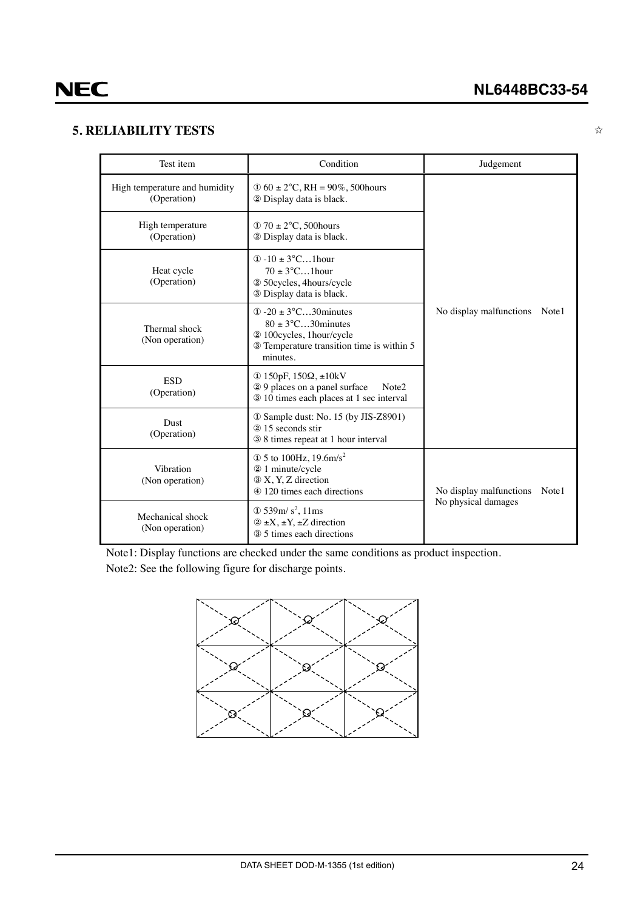## 5. RELIABILITY TESTS

☆

| Test item | Condition | Judgement |
|---|---|---|
| High temperature and humidity (Operation) | ① 60 ± 2°C, RH = 90%, 500hours<br>② Display data is black. | No display malfunctions Note1 |
| High temperature (Operation) | ① 70 ± 2°C, 500hours<br>② Display data is black. | |
| Heat cycle (Operation) | ① -10 ± 3°C…1hour<br>70 ± 3°C…1hour<br>② 50cycles, 4hours/cycle<br>③ Display data is black. | |
| Thermal shock (Non operation) | ① -20 ± 3°C…30minutes<br>80 ± 3°C…30minutes<br>② 100cycles, 1hour/cycle<br>③ Temperature transition time is within 5 minutes. | |
| ESD (Operation) | ① 150pF, 150Ω, ±10kV<br>② 9 places on a panel surface Note2<br>③ 10 times each places at 1 sec interval | |
| Dust (Operation) | ① Sample dust: No. 15 (by JIS-Z8901)<br>② 15 seconds stir<br>③ 8 times repeat at 1 hour interval | |
| Vibration (Non operation) | ① 5 to 100Hz, $19.6m/s^2$<br>② 1 minute/cycle<br>③ X, Y, Z direction<br>④ 120 times each directions | No display malfunctions Note1<br>No physical damages |
| Mechanical shock (Non operation) | ① $539m/s^2$, 11ms<br>② ±X, ±Y, ±Z direction<br>③ 5 times each directions | |

Note1: Display functions are checked under the same conditions as product inspection.

Note2: See the following figure for discharge points.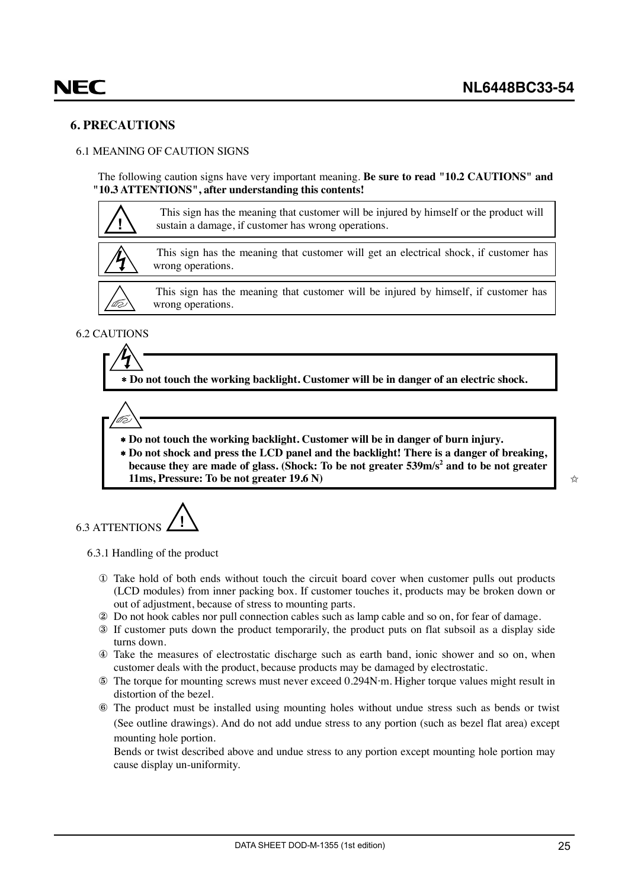## 6. PRECAUTIONS

### 6.1 MEANING OF CAUTION SIGNS

The following caution signs have very important meaning. **Be sure to read "10.2 CAUTIONS" and "10.3 ATTENTIONS", after understanding this contents!**

| Sign | Meaning |
|---|---|
| ⚠ | This sign has the meaning that customer will be injured by himself or the product will sustain a damage, if customer has wrong operations. |
| ⚡ | This sign has the meaning that customer will get an electrical shock, if customer has wrong operations. |
| (burn) | This sign has the meaning that customer will be injured by himself, if customer has wrong operations. |

### 6.2 CAUTIONS

* **Do not touch the working backlight. Customer will be in danger of an electric shock.**

* **Do not touch the working backlight. Customer will be in danger of burn injury.**
* **Do not shock and press the LCD panel and the backlight! There is a danger of breaking, because they are made of glass. (Shock: To be not greater $539 m/s^2$ and to be not greater 11ms, Pressure: To be not greater 19.6 N)** ☆

### 6.3 ATTENTIONS ⚠

6.3.1 Handling of the product

① Take hold of both ends without touch the circuit board cover when customer pulls out products (LCD modules) from inner packing box. If customer touches it, products may be broken down or out of adjustment, because of stress to mounting parts.

② Do not hook cables nor pull connection cables such as lamp cable and so on, for fear of damage.

③ If customer puts down the product temporarily, the product puts on flat subsoil as a display side turns down.

④ Take the measures of electrostatic discharge such as earth band, ionic shower and so on, when customer deals with the product, because products may be damaged by electrostatic.

⑤ The torque for mounting screws must never exceed 0.294N·m. Higher torque values might result in distortion of the bezel.

⑥ The product must be installed using mounting holes without undue stress such as bends or twist (See outline drawings). And do not add undue stress to any portion (such as bezel flat area) except mounting hole portion.
Bends or twist described above and undue stress to any portion except mounting hole portion may cause display un-uniformity.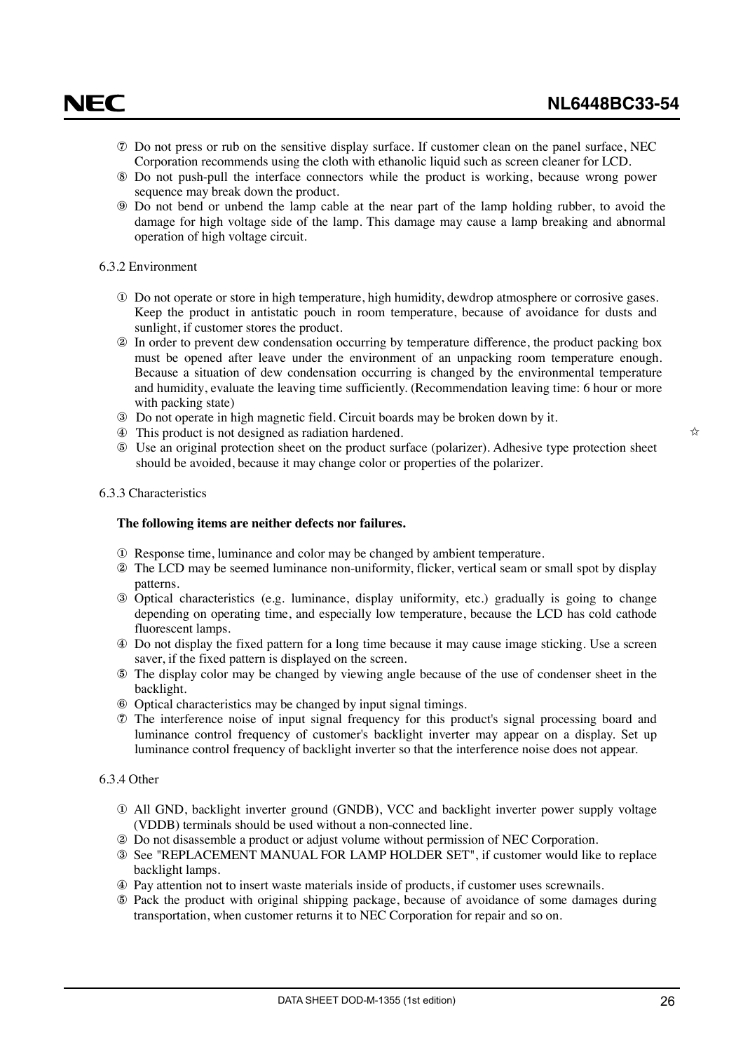⑦ Do not press or rub on the sensitive display surface. If customer clean on the panel surface, NEC Corporation recommends using the cloth with ethanolic liquid such as screen cleaner for LCD.
⑧ Do not push-pull the interface connectors while the product is working, because wrong power sequence may break down the product.
⑨ Do not bend or unbend the lamp cable at the near part of the lamp holding rubber, to avoid the damage for high voltage side of the lamp. This damage may cause a lamp breaking and abnormal operation of high voltage circuit.

6.3.2 Environment

① Do not operate or store in high temperature, high humidity, dewdrop atmosphere or corrosive gases. Keep the product in antistatic pouch in room temperature, because of avoidance for dusts and sunlight, if customer stores the product.
② In order to prevent dew condensation occurring by temperature difference, the product packing box must be opened after leave under the environment of an unpacking room temperature enough. Because a situation of dew condensation occurring is changed by the environmental temperature and humidity, evaluate the leaving time sufficiently. (Recommendation leaving time: 6 hour or more with packing state)
③ Do not operate in high magnetic field. Circuit boards may be broken down by it.
④ This product is not designed as radiation hardened. ☆
⑤ Use an original protection sheet on the product surface (polarizer). Adhesive type protection sheet should be avoided, because it may change color or properties of the polarizer.

6.3.3 Characteristics

**The following items are neither defects nor failures.**

① Response time, luminance and color may be changed by ambient temperature.
② The LCD may be seemed luminance non-uniformity, flicker, vertical seam or small spot by display patterns.
③ Optical characteristics (e.g. luminance, display uniformity, etc.) gradually is going to change depending on operating time, and especially low temperature, because the LCD has cold cathode fluorescent lamps.
④ Do not display the fixed pattern for a long time because it may cause image sticking. Use a screen saver, if the fixed pattern is displayed on the screen.
⑤ The display color may be changed by viewing angle because of the use of condenser sheet in the backlight.
⑥ Optical characteristics may be changed by input signal timings.
⑦ The interference noise of input signal frequency for this product's signal processing board and luminance control frequency of customer's backlight inverter may appear on a display. Set up luminance control frequency of backlight inverter so that the interference noise does not appear.

6.3.4 Other

① All GND, backlight inverter ground (GNDB), VCC and backlight inverter power supply voltage (VDDB) terminals should be used without a non-connected line.
② Do not disassemble a product or adjust volume without permission of NEC Corporation.
③ See "REPLACEMENT MANUAL FOR LAMP HOLDER SET", if customer would like to replace backlight lamps.
④ Pay attention not to insert waste materials inside of products, if customer uses screwnails.
⑤ Pack the product with original shipping package, because of avoidance of some damages during transportation, when customer returns it to NEC Corporation for repair and so on.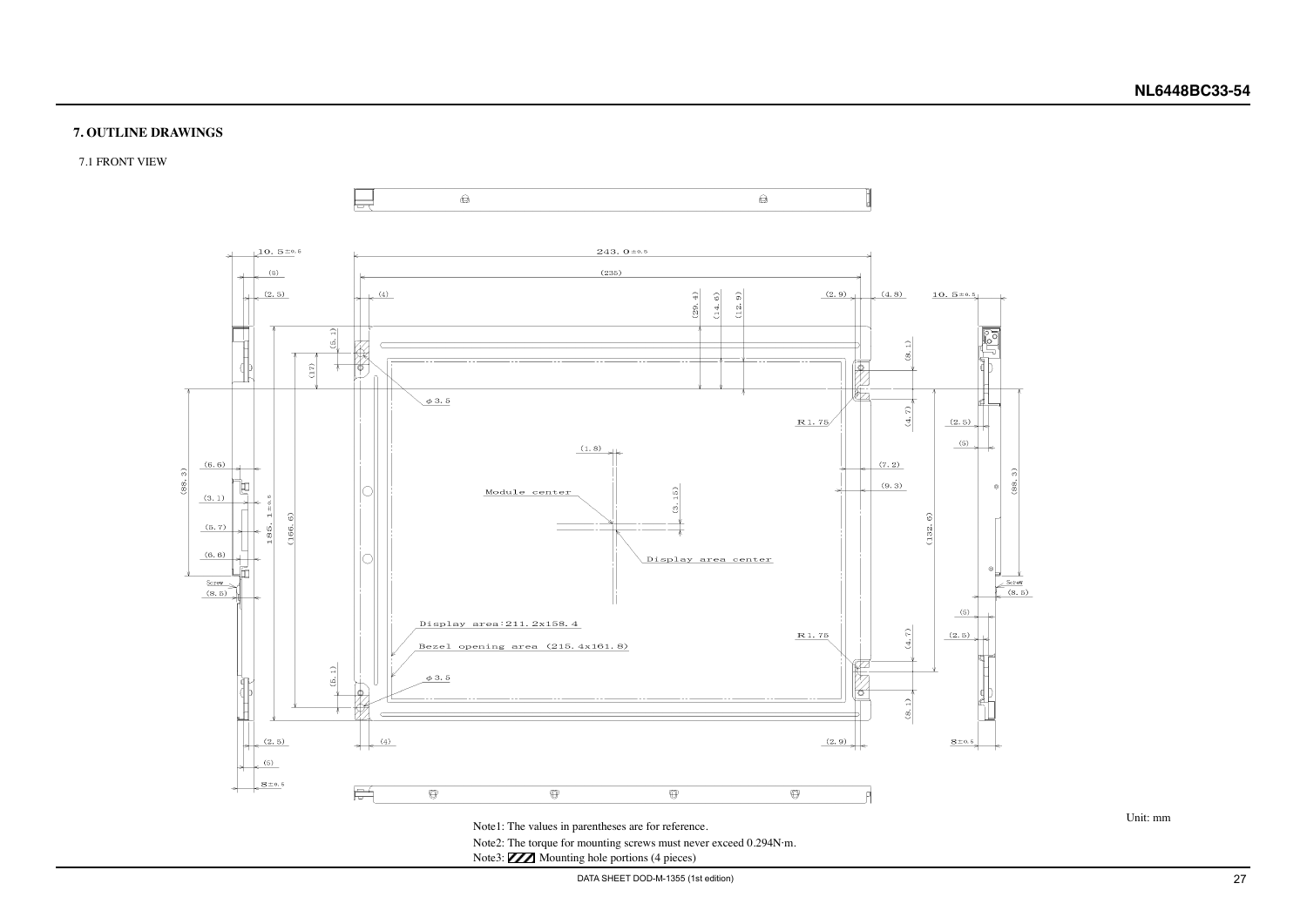## 7. OUTLINE DRAWINGS

### 7.1 FRONT VIEW

Note1: The values in parentheses are for reference.

Note2: The torque for mounting screws must never exceed 0.294N·m.

Note3: ▨ Mounting hole portions (4 pieces)

Unit: mm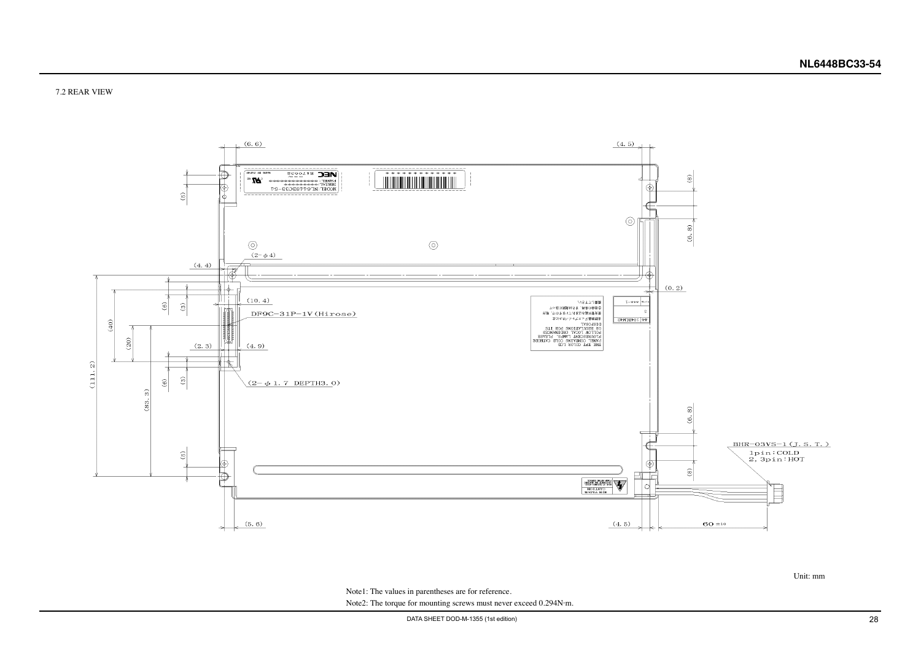7.2 REAR VIEW

(6.6)
(4.5)
(5)
(8)
(6.8)
(2- φ4)
(4.4)
(0.2)
(10.4)
DF9C-31P-1V(Hirose)
(6)
(3)
(40)
(20)
(111.2)
(83.3)
(2.3)
(4.9)
(2- φ1.7 DEPTH3.0)
(6.8)
BHR-03VS-1(J.S.T.)
1pin:COLD
2,3pin:HOT
(8)
(5.6)
(4.5)
60 ±10

Unit: mm

Note1: The values in parentheses are for reference.

Note2: The torque for mounting screws must never exceed 0.294N·m.